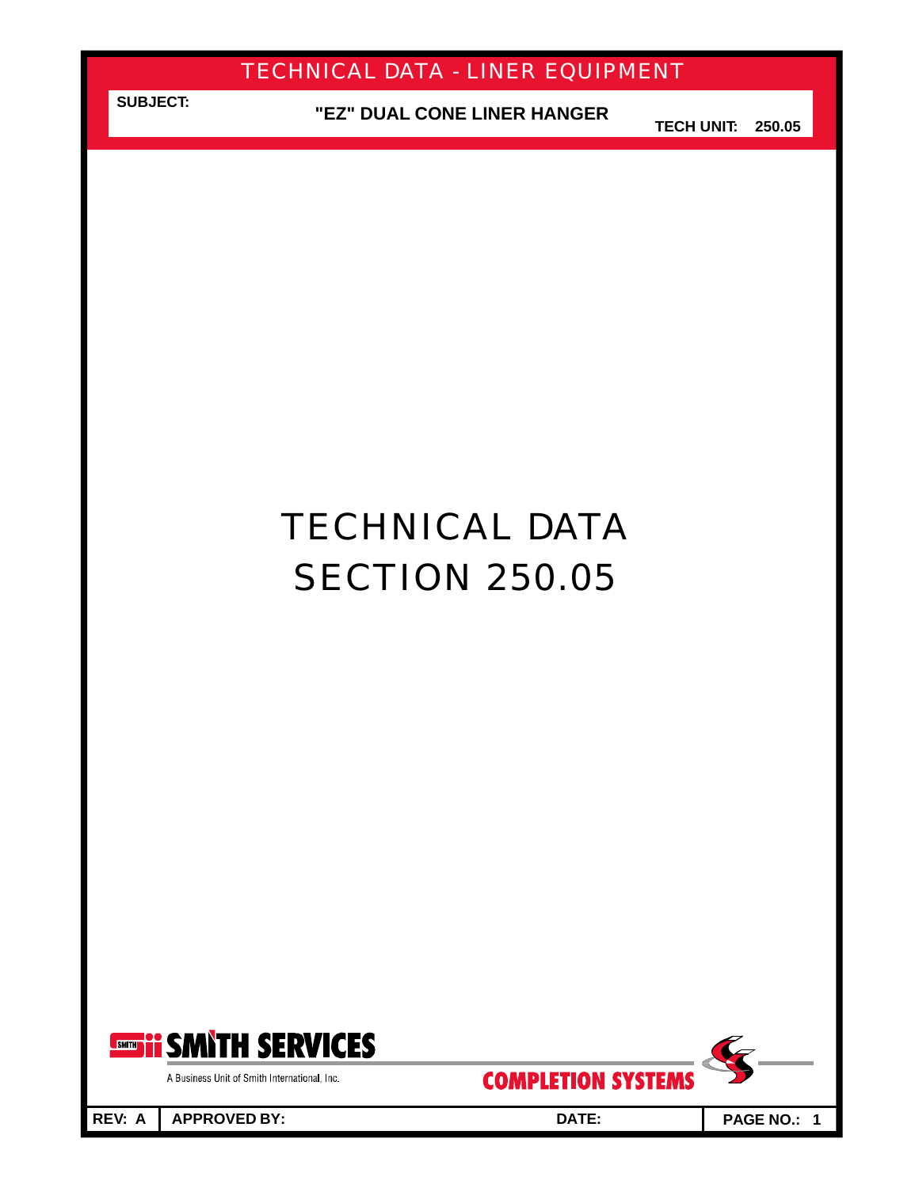# TECHNICAL DATA
# SECTION 250.05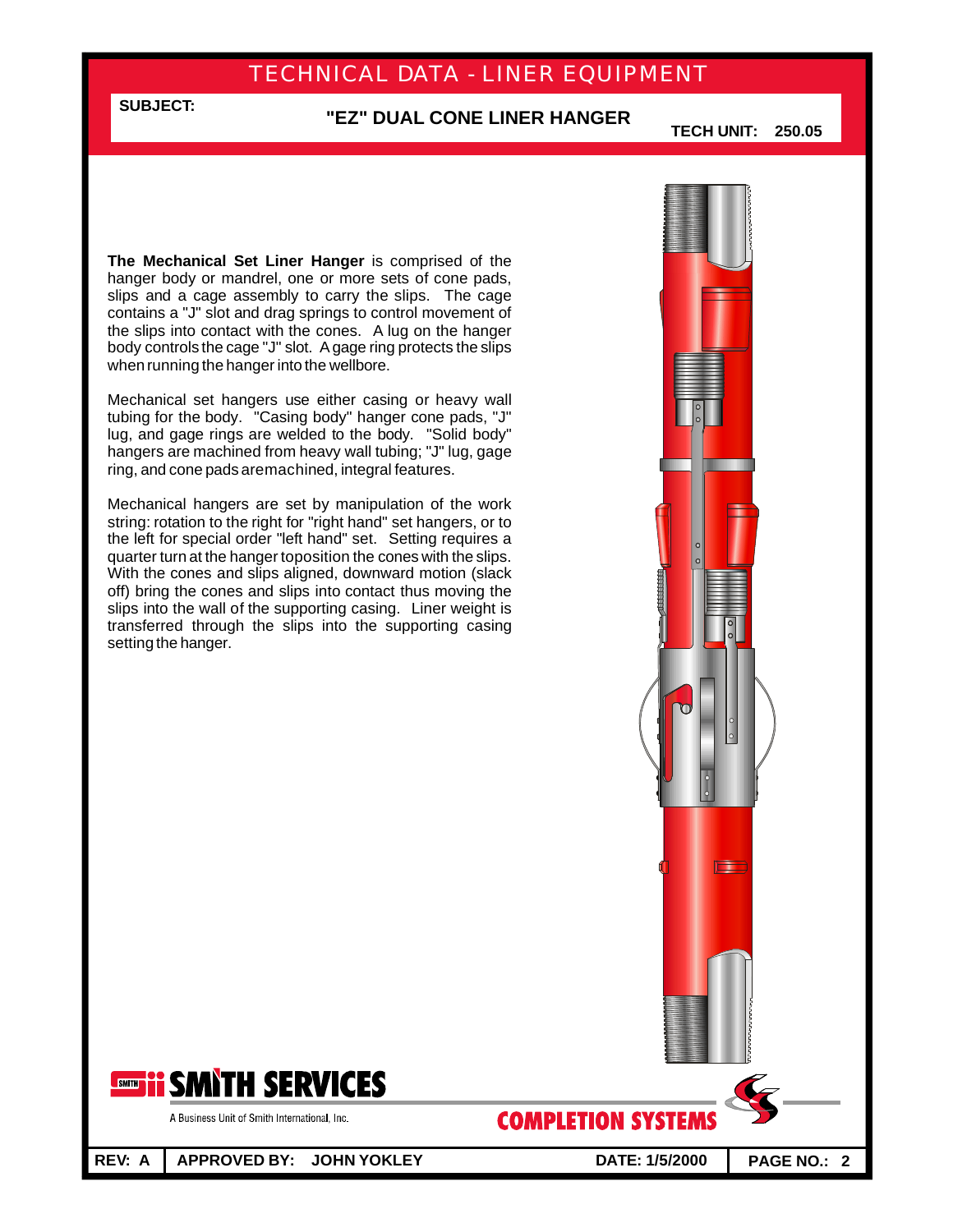# TECHNICAL DATA - LINER EQUIPMENT

**SUBJECT:** **"EZ" DUAL CONE LINER HANGER**

**TECH UNIT: 250.05**

**The Mechanical Set Liner Hanger** is comprised of the hanger body or mandrel, one or more sets of cone pads, slips and a cage assembly to carry the slips. The cage contains a "J" slot and drag springs to control movement of the slips into contact with the cones. A lug on the hanger body controls the cage "J" slot. A gage ring protects the slips when running the hanger into the wellbore.

Mechanical set hangers use either casing or heavy wall tubing for the body. "Casing body" hanger cone pads, "J" lug, and gage rings are welded to the body. "Solid body" hangers are machined from heavy wall tubing; "J" lug, gage ring, and cone pads aremachined, integral features.

Mechanical hangers are set by manipulation of the work string: rotation to the right for "right hand" set hangers, or to the left for special order "left hand" set. Setting requires a quarter turn at the hanger toposition the cones with the slips. With the cones and slips aligned, downward motion (slack off) bring the cones and slips into contact thus moving the slips into the wall of the supporting casing. Liner weight is transferred through the slips into the supporting casing setting the hanger.

SMITH SERVICES
A Business Unit of Smith International, Inc.

COMPLETION SYSTEMS

REV: A | APPROVED BY: JOHN YOKLEY | DATE: 1/5/2000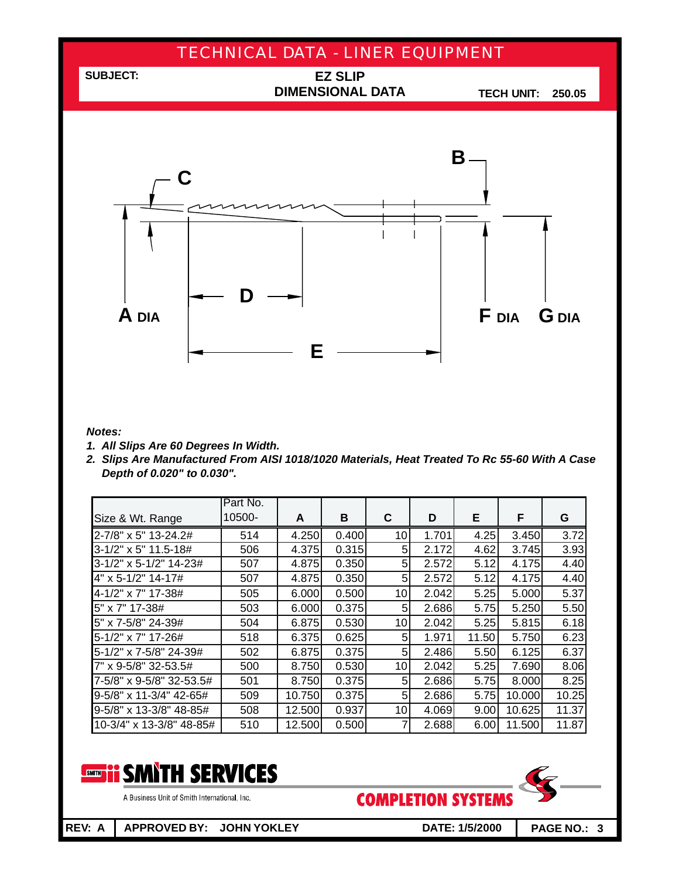# TECHNICAL DATA - LINER EQUIPMENT

**SUBJECT:** **EZ SLIP DIMENSIONAL DATA** **TECH UNIT: 250.05**

C, B, D, E, A DIA, F DIA, G DIA

***Notes:***

1. ***All Slips Are 60 Degrees In Width.***
2. ***Slips Are Manufactured From AISI 1018/1020 Materials, Heat Treated To Rc 55-60 With A Case Depth of 0.020" to 0.030".***

| Size & Wt. Range | Part No. 10500- | A | B | C | D | E | F | G |
|---|---|---|---|---|---|---|---|---|
| 2-7/8" x 5" 13-24.2# | 514 | 4.250 | 0.400 | 10 | 1.701 | 4.25 | 3.450 | 3.72 |
| 3-1/2" x 5" 11.5-18# | 506 | 4.375 | 0.315 | 5 | 2.172 | 4.62 | 3.745 | 3.93 |
| 3-1/2" x 5-1/2" 14-23# | 507 | 4.875 | 0.350 | 5 | 2.572 | 5.12 | 4.175 | 4.40 |
| 4" x 5-1/2" 14-17# | 507 | 4.875 | 0.350 | 5 | 2.572 | 5.12 | 4.175 | 4.40 |
| 4-1/2" x 7" 17-38# | 505 | 6.000 | 0.500 | 10 | 2.042 | 5.25 | 5.000 | 5.37 |
| 5" x 7" 17-38# | 503 | 6.000 | 0.375 | 5 | 2.686 | 5.75 | 5.250 | 5.50 |
| 5" x 7-5/8" 24-39# | 504 | 6.875 | 0.530 | 10 | 2.042 | 5.25 | 5.815 | 6.18 |
| 5-1/2" x 7" 17-26# | 518 | 6.375 | 0.625 | 5 | 1.971 | 11.50 | 5.750 | 6.23 |
| 5-1/2" x 7-5/8" 24-39# | 502 | 6.875 | 0.375 | 5 | 2.486 | 5.50 | 6.125 | 6.37 |
| 7" x 9-5/8" 32-53.5# | 500 | 8.750 | 0.530 | 10 | 2.042 | 5.25 | 7.690 | 8.06 |
| 7-5/8" x 9-5/8" 32-53.5# | 501 | 8.750 | 0.375 | 5 | 2.686 | 5.75 | 8.000 | 8.25 |
| 9-5/8" x 11-3/4" 42-65# | 509 | 10.750 | 0.375 | 5 | 2.686 | 5.75 | 10.000 | 10.25 |
| 9-5/8" x 13-3/8" 48-85# | 508 | 12.500 | 0.937 | 10 | 4.069 | 9.00 | 10.625 | 11.37 |
| 10-3/4" x 13-3/8" 48-85# | 510 | 12.500 | 0.500 | 7 | 2.688 | 6.00 | 11.500 | 11.87 |

SMITH SERVICES
A Business Unit of Smith International, Inc.

COMPLETION SYSTEMS

**REV: A** | **APPROVED BY: JOHN YOKLEY** | **DATE: 1/5/2000**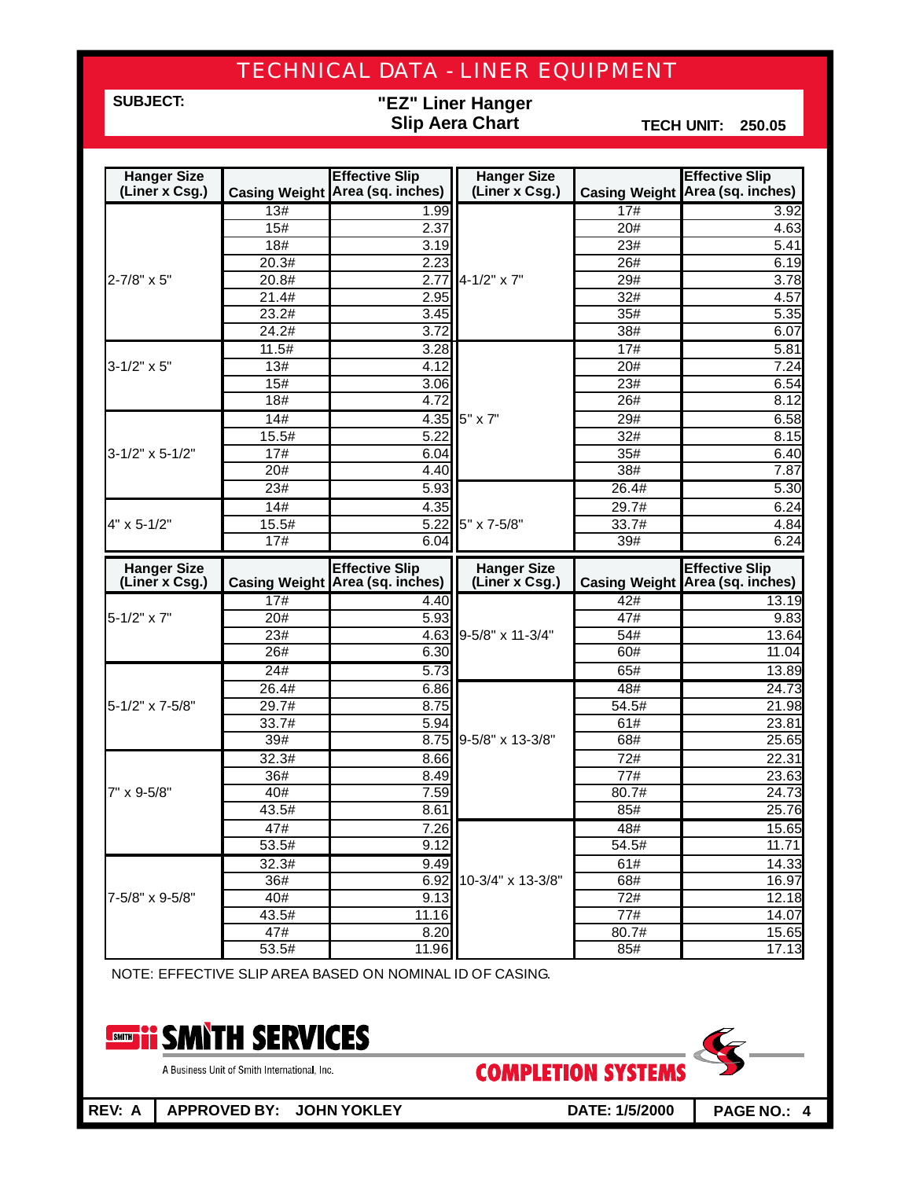# TECHNICAL DATA - LINER EQUIPMENT

**SUBJECT:** **"EZ" Liner Hanger Slip Aera Chart**

**TECH UNIT: 250.05**

| Hanger Size (Liner x Csg.) | Casing Weight | Effective Slip Area (sq. inches) | Hanger Size (Liner x Csg.) | Casing Weight | Effective Slip Area (sq. inches) |
|---|---|---|---|---|---|
| 2-7/8" x 5" | 13# | 1.99 | 4-1/2" x 7" | 17# | 3.92 |
| | 15# | 2.37 | | 20# | 4.63 |
| | 18# | 3.19 | | 23# | 5.41 |
| | 20.3# | 2.23 | | 26# | 6.19 |
| | 20.8# | 2.77 | | 29# | 3.78 |
| | 21.4# | 2.95 | | 32# | 4.57 |
| | 23.2# | 3.45 | | 35# | 5.35 |
| | 24.2# | 3.72 | | 38# | 6.07 |
| 3-1/2" x 5" | 11.5# | 3.28 | 5" x 7" | 17# | 5.81 |
| | 13# | 4.12 | | 20# | 7.24 |
| | 15# | 3.06 | | 23# | 6.54 |
| | 18# | 4.72 | | 26# | 8.12 |
| 3-1/2" x 5-1/2" | 14# | 4.35 | | 29# | 6.58 |
| | 15.5# | 5.22 | | 32# | 8.15 |
| | 17# | 6.04 | | 35# | 6.40 |
| | 20# | 4.40 | | 38# | 7.87 |
| | 23# | 5.93 | 5" x 7-5/8" | 26.4# | 5.30 |
| 4" x 5-1/2" | 14# | 4.35 | | 29.7# | 6.24 |
| | 15.5# | 5.22 | | 33.7# | 4.84 |
| | 17# | 6.04 | | 39# | 6.24 |

| Hanger Size (Liner x Csg.) | Casing Weight | Effective Slip Area (sq. inches) | Hanger Size (Liner x Csg.) | Casing Weight | Effective Slip Area (sq. inches) |
|---|---|---|---|---|---|
| 5-1/2" x 7" | 17# | 4.40 | 9-5/8" x 11-3/4" | 42# | 13.19 |
| | 20# | 5.93 | | 47# | 9.83 |
| | 23# | 4.63 | | 54# | 13.64 |
| | 26# | 6.30 | | 60# | 11.04 |
| 5-1/2" x 7-5/8" | 24# | 5.73 | | 65# | 13.89 |
| | 26.4# | 6.86 | 9-5/8" x 13-3/8" | 48# | 24.73 |
| | 29.7# | 8.75 | | 54.5# | 21.98 |
| | 33.7# | 5.94 | | 61# | 23.81 |
| | 39# | 8.75 | | 68# | 25.65 |
| 7" x 9-5/8" | 32.3# | 8.66 | | 72# | 22.31 |
| | 36# | 8.49 | | 77# | 23.63 |
| | 40# | 7.59 | | 80.7# | 24.73 |
| | 43.5# | 8.61 | | 85# | 25.76 |
| | 47# | 7.26 | 10-3/4" x 13-3/8" | 48# | 15.65 |
| | 53.5# | 9.12 | | 54.5# | 11.71 |
| 7-5/8" x 9-5/8" | 32.3# | 9.49 | | 61# | 14.33 |
| | 36# | 6.92 | | 68# | 16.97 |
| | 40# | 9.13 | | 72# | 12.18 |
| | 43.5# | 11.16 | | 77# | 14.07 |
| | 47# | 8.20 | | 80.7# | 15.65 |
| | 53.5# | 11.96 | | 85# | 17.13 |

NOTE: EFFECTIVE SLIP AREA BASED ON NOMINAL ID OF CASING.

SMITH SERVICES
A Business Unit of Smith International, Inc.

COMPLETION SYSTEMS

| REV: A | APPROVED BY: JOHN YOKLEY | DATE: 1/5/2000 | PAGE NO.: 4 |
|---|---|---|---|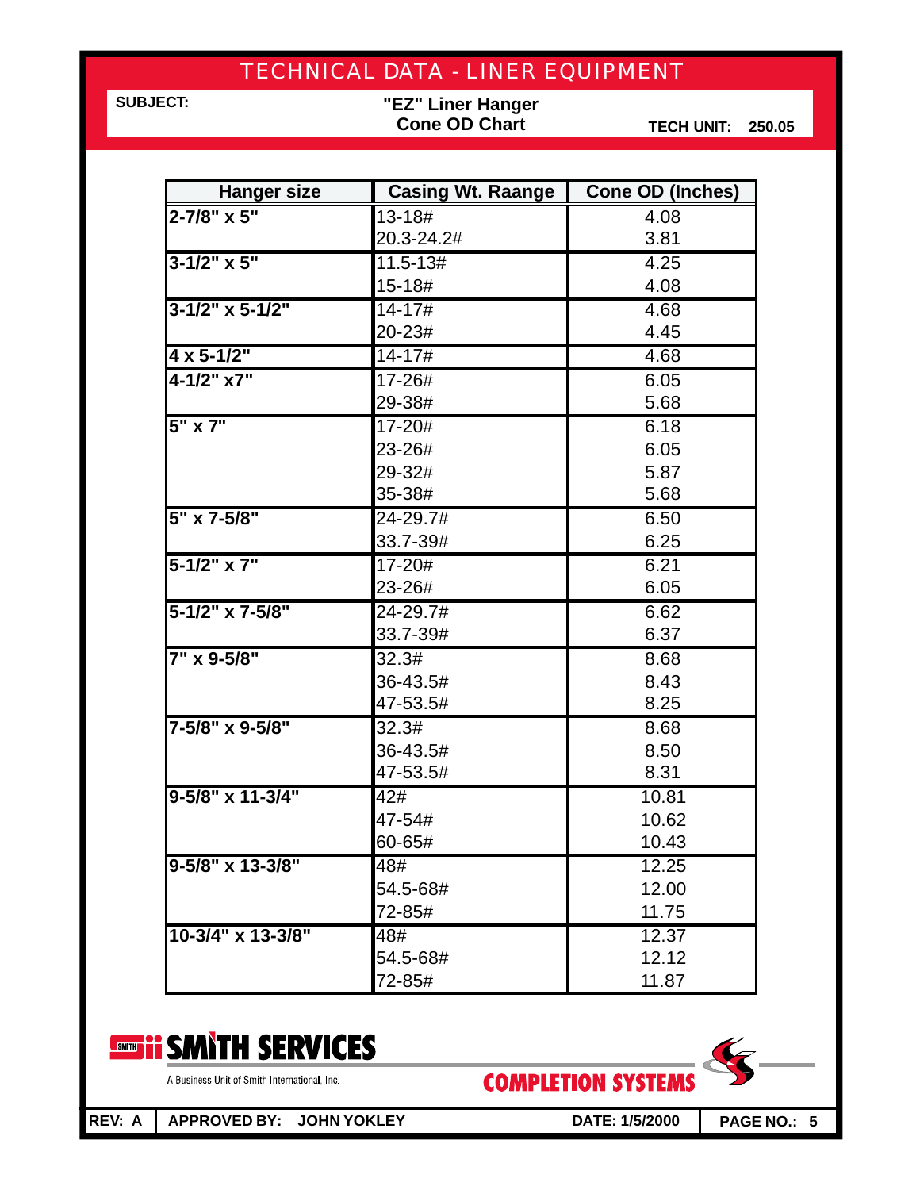# TECHNICAL DATA - LINER EQUIPMENT

**SUBJECT:** **"EZ" Liner Hanger Cone OD Chart** **TECH UNIT: 250.05**

| Hanger size | Casing Wt. Raange | Cone OD (Inches) |
|---|---|---|
| 2-7/8" x 5" | 13-18# | 4.08 |
| | 20.3-24.2# | 3.81 |
| 3-1/2" x 5" | 11.5-13# | 4.25 |
| | 15-18# | 4.08 |
| 3-1/2" x 5-1/2" | 14-17# | 4.68 |
| | 20-23# | 4.45 |
| 4 x 5-1/2" | 14-17# | 4.68 |
| 4-1/2" x7" | 17-26# | 6.05 |
| | 29-38# | 5.68 |
| 5" x 7" | 17-20# | 6.18 |
| | 23-26# | 6.05 |
| | 29-32# | 5.87 |
| | 35-38# | 5.68 |
| 5" x 7-5/8" | 24-29.7# | 6.50 |
| | 33.7-39# | 6.25 |
| 5-1/2" x 7" | 17-20# | 6.21 |
| | 23-26# | 6.05 |
| 5-1/2" x 7-5/8" | 24-29.7# | 6.62 |
| | 33.7-39# | 6.37 |
| 7" x 9-5/8" | 32.3# | 8.68 |
| | 36-43.5# | 8.43 |
| | 47-53.5# | 8.25 |
| 7-5/8" x 9-5/8" | 32.3# | 8.68 |
| | 36-43.5# | 8.50 |
| | 47-53.5# | 8.31 |
| 9-5/8" x 11-3/4" | 42# | 10.81 |
| | 47-54# | 10.62 |
| | 60-65# | 10.43 |
| 9-5/8" x 13-3/8" | 48# | 12.25 |
| | 54.5-68# | 12.00 |
| | 72-85# | 11.75 |
| 10-3/4" x 13-3/8" | 48# | 12.37 |
| | 54.5-68# | 12.12 |
| | 72-85# | 11.87 |

SMITH SERVICES
A Business Unit of Smith International, Inc.

COMPLETION SYSTEMS

REV: A | APPROVED BY: JOHN YOKLEY | DATE: 1/5/2000 | PAGE NO.: 5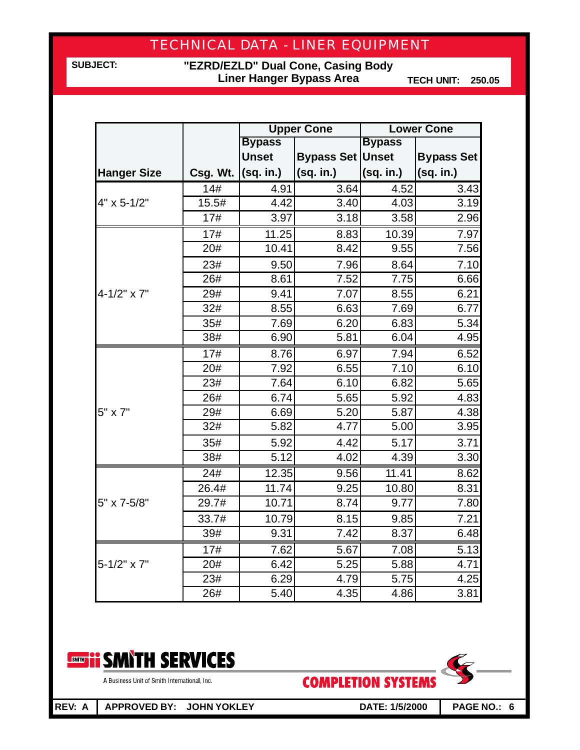# TECHNICAL DATA - LINER EQUIPMENT

**SUBJECT:** **"EZRD/EZLD" Dual Cone, Casing Body Liner Hanger Bypass Area**

**TECH UNIT: 250.05**

| Hanger Size | Csg. Wt. | Upper Cone | | Lower Cone | |
|---|---|---|---|---|---|
| | | Bypass Unset (sq. in.) | Bypass Set (sq. in.) | Bypass Unset (sq. in.) | Bypass Set (sq. in.) |
| 4" x 5-1/2" | 14# | 4.91 | 3.64 | 4.52 | 3.43 |
| | 15.5# | 4.42 | 3.40 | 4.03 | 3.19 |
| | 17# | 3.97 | 3.18 | 3.58 | 2.96 |
| 4-1/2" x 7" | 17# | 11.25 | 8.83 | 10.39 | 7.97 |
| | 20# | 10.41 | 8.42 | 9.55 | 7.56 |
| | 23# | 9.50 | 7.96 | 8.64 | 7.10 |
| | 26# | 8.61 | 7.52 | 7.75 | 6.66 |
| | 29# | 9.41 | 7.07 | 8.55 | 6.21 |
| | 32# | 8.55 | 6.63 | 7.69 | 6.77 |
| | 35# | 7.69 | 6.20 | 6.83 | 5.34 |
| | 38# | 6.90 | 5.81 | 6.04 | 4.95 |
| 5" x 7" | 17# | 8.76 | 6.97 | 7.94 | 6.52 |
| | 20# | 7.92 | 6.55 | 7.10 | 6.10 |
| | 23# | 7.64 | 6.10 | 6.82 | 5.65 |
| | 26# | 6.74 | 5.65 | 5.92 | 4.83 |
| | 29# | 6.69 | 5.20 | 5.87 | 4.38 |
| | 32# | 5.82 | 4.77 | 5.00 | 3.95 |
| | 35# | 5.92 | 4.42 | 5.17 | 3.71 |
| | 38# | 5.12 | 4.02 | 4.39 | 3.30 |
| 5" x 7-5/8" | 24# | 12.35 | 9.56 | 11.41 | 8.62 |
| | 26.4# | 11.74 | 9.25 | 10.80 | 8.31 |
| | 29.7# | 10.71 | 8.74 | 9.77 | 7.80 |
| | 33.7# | 10.79 | 8.15 | 9.85 | 7.21 |
| | 39# | 9.31 | 7.42 | 8.37 | 6.48 |
| 5-1/2" x 7" | 17# | 7.62 | 5.67 | 7.08 | 5.13 |
| | 20# | 6.42 | 5.25 | 5.88 | 4.71 |
| | 23# | 6.29 | 4.79 | 5.75 | 4.25 |
| | 26# | 5.40 | 4.35 | 4.86 | 3.81 |

SMITH SERVICES
A Business Unit of Smith International, Inc.

COMPLETION SYSTEMS

REV: A | APPROVED BY: JOHN YOKLEY | DATE: 1/5/2000 | PAGE NO.: 6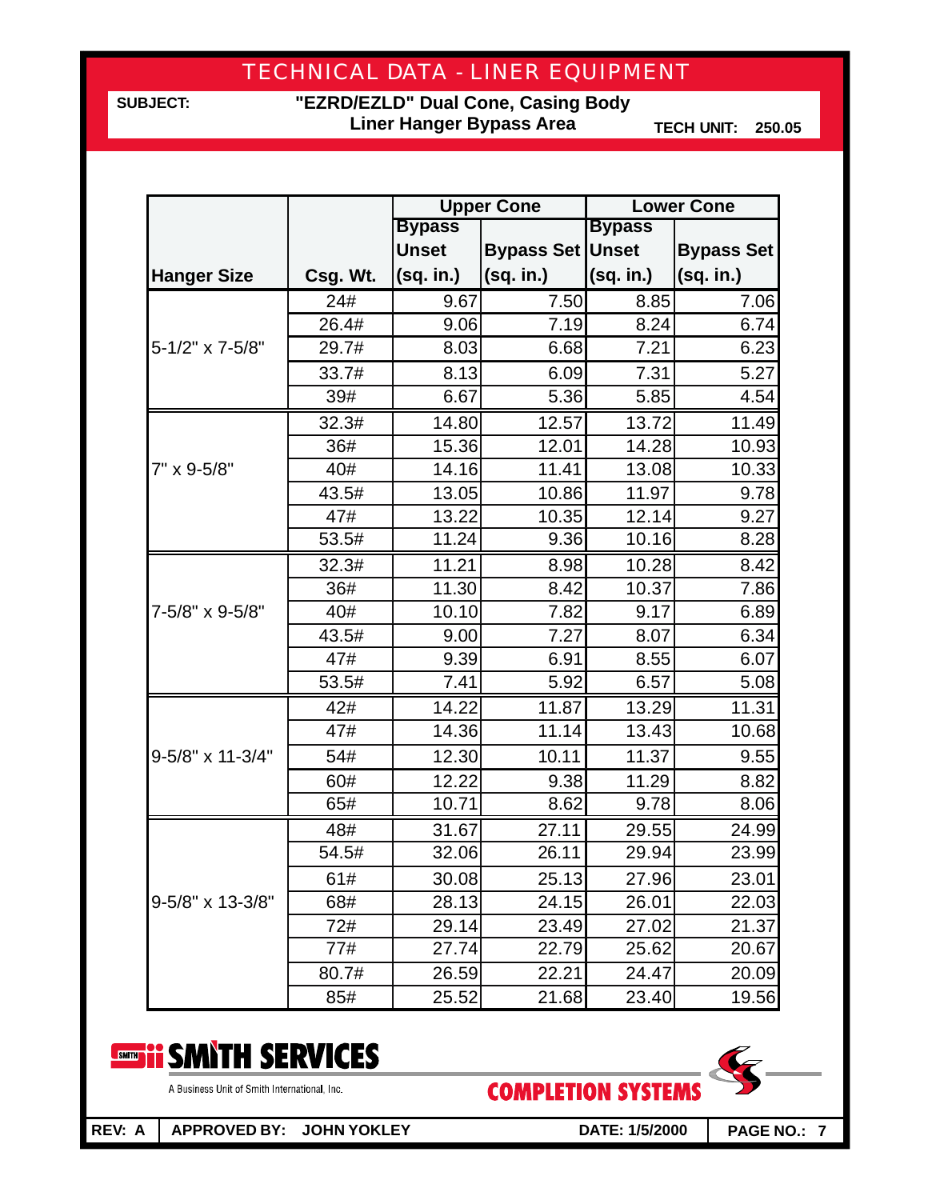# TECHNICAL DATA - LINER EQUIPMENT

**SUBJECT:** **"EZRD/EZLD" Dual Cone, Casing Body Liner Hanger Bypass Area**

**TECH UNIT: 250.05**

| Hanger Size | Csg. Wt. | Upper Cone | | Lower Cone | |
|---|---|---|---|---|---|
| | | Bypass Unset (sq. in.) | Bypass Set (sq. in.) | Bypass Unset (sq. in.) | Bypass Set (sq. in.) |
| 5-1/2" x 7-5/8" | 24# | 9.67 | 7.50 | 8.85 | 7.06 |
| | 26.4# | 9.06 | 7.19 | 8.24 | 6.74 |
| | 29.7# | 8.03 | 6.68 | 7.21 | 6.23 |
| | 33.7# | 8.13 | 6.09 | 7.31 | 5.27 |
| | 39# | 6.67 | 5.36 | 5.85 | 4.54 |
| 7" x 9-5/8" | 32.3# | 14.80 | 12.57 | 13.72 | 11.49 |
| | 36# | 15.36 | 12.01 | 14.28 | 10.93 |
| | 40# | 14.16 | 11.41 | 13.08 | 10.33 |
| | 43.5# | 13.05 | 10.86 | 11.97 | 9.78 |
| | 47# | 13.22 | 10.35 | 12.14 | 9.27 |
| | 53.5# | 11.24 | 9.36 | 10.16 | 8.28 |
| 7-5/8" x 9-5/8" | 32.3# | 11.21 | 8.98 | 10.28 | 8.42 |
| | 36# | 11.30 | 8.42 | 10.37 | 7.86 |
| | 40# | 10.10 | 7.82 | 9.17 | 6.89 |
| | 43.5# | 9.00 | 7.27 | 8.07 | 6.34 |
| | 47# | 9.39 | 6.91 | 8.55 | 6.07 |
| | 53.5# | 7.41 | 5.92 | 6.57 | 5.08 |
| 9-5/8" x 11-3/4" | 42# | 14.22 | 11.87 | 13.29 | 11.31 |
| | 47# | 14.36 | 11.14 | 13.43 | 10.68 |
| | 54# | 12.30 | 10.11 | 11.37 | 9.55 |
| | 60# | 12.22 | 9.38 | 11.29 | 8.82 |
| | 65# | 10.71 | 8.62 | 9.78 | 8.06 |
| 9-5/8" x 13-3/8" | 48# | 31.67 | 27.11 | 29.55 | 24.99 |
| | 54.5# | 32.06 | 26.11 | 29.94 | 23.99 |
| | 61# | 30.08 | 25.13 | 27.96 | 23.01 |
| | 68# | 28.13 | 24.15 | 26.01 | 22.03 |
| | 72# | 29.14 | 23.49 | 27.02 | 21.37 |
| | 77# | 27.74 | 22.79 | 25.62 | 20.67 |
| | 80.7# | 26.59 | 22.21 | 24.47 | 20.09 |
| | 85# | 25.52 | 21.68 | 23.40 | 19.56 |

SMITH SERVICES
A Business Unit of Smith International, Inc.

COMPLETION SYSTEMS

REV: A | APPROVED BY: JOHN YOKLEY | DATE: 1/5/2000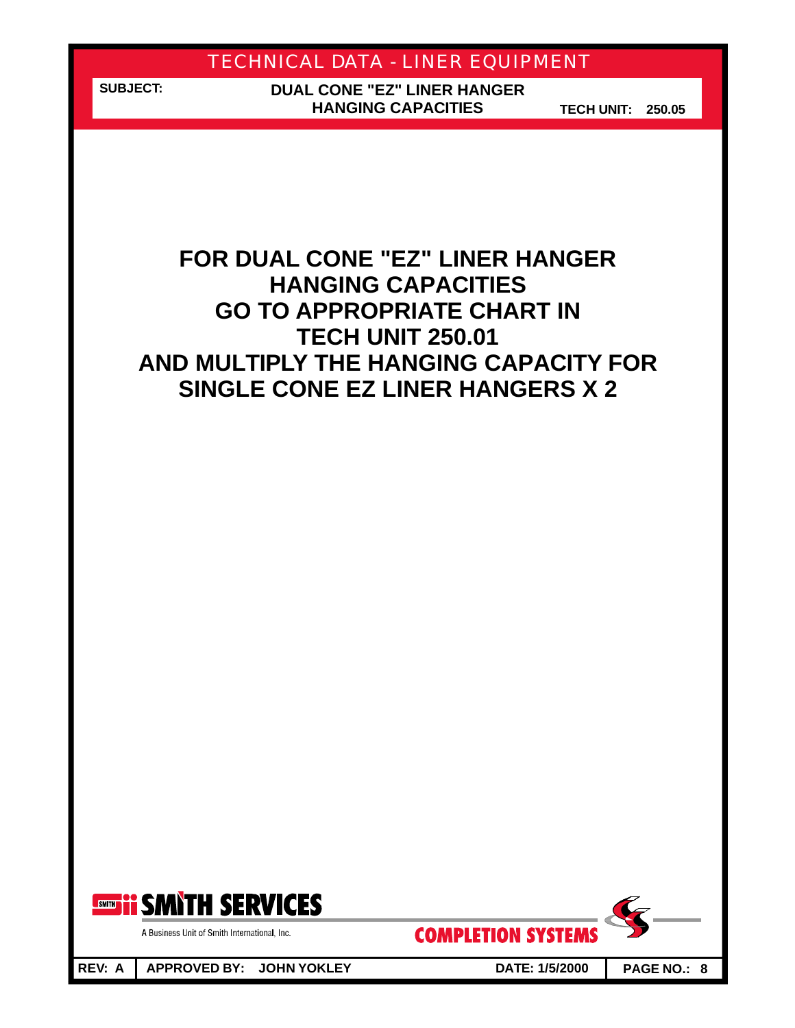# TECHNICAL DATA - LINER EQUIPMENT

**SUBJECT:** DUAL CONE "EZ" LINER HANGER HANGING CAPACITIES

**TECH UNIT:** 250.05

## FOR DUAL CONE "EZ" LINER HANGER HANGING CAPACITIES GO TO APPROPRIATE CHART IN TECH UNIT 250.01 AND MULTIPLY THE HANGING CAPACITY FOR SINGLE CONE EZ LINER HANGERS X 2

SMITH SERVICES

A Business Unit of Smith International, Inc.

COMPLETION SYSTEMS

| REV: A | APPROVED BY: JOHN YOKLEY | DATE: 1/5/2000 |
|---|---|---|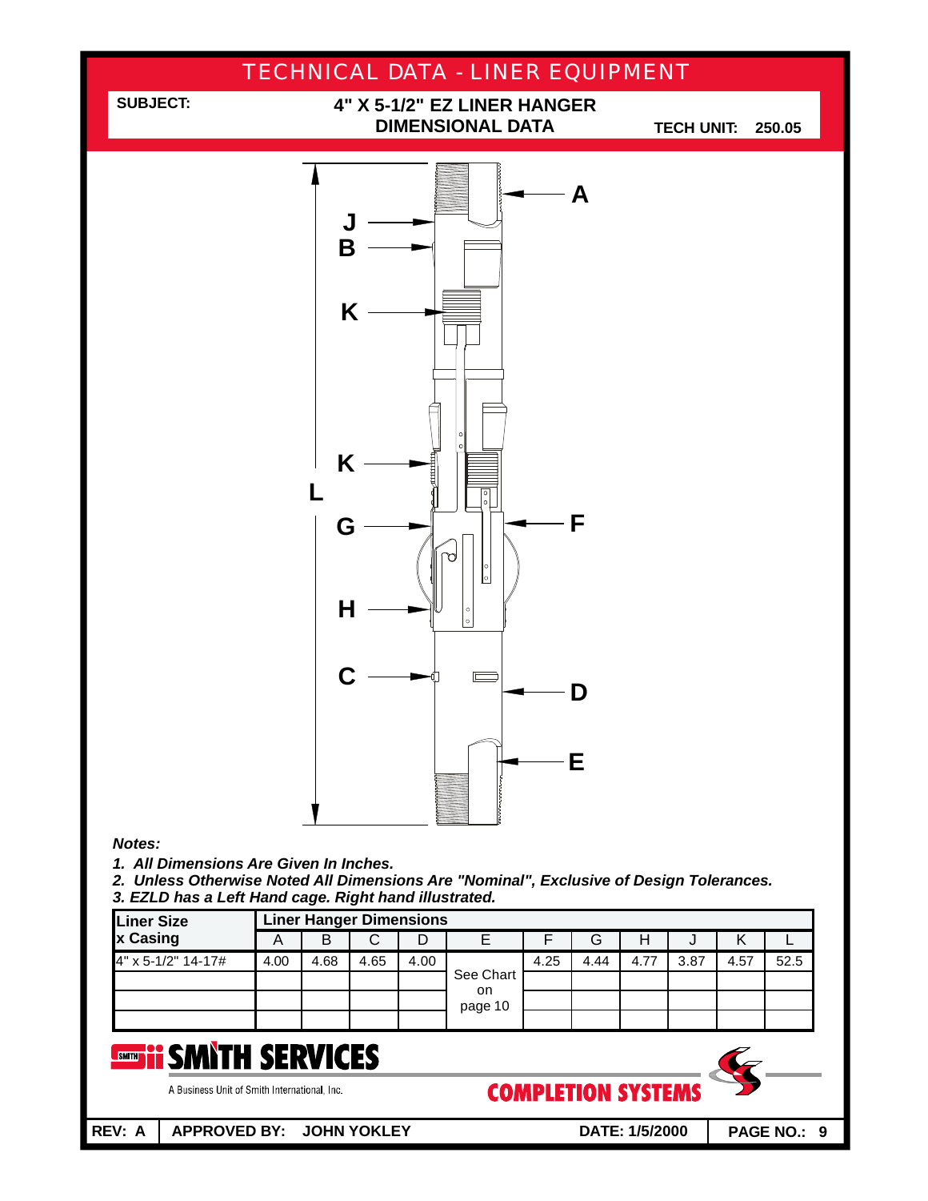# TECHNICAL DATA - LINER EQUIPMENT

**SUBJECT:** **4" X 5-1/2" EZ LINER HANGER DIMENSIONAL DATA**

**TECH UNIT: 250.05**

***Notes:***

1. ***All Dimensions Are Given In Inches.***
2. ***Unless Otherwise Noted All Dimensions Are "Nominal", Exclusive of Design Tolerances.***
3. ***EZLD has a Left Hand cage. Right hand illustrated.***

| Liner Size x Casing | Liner Hanger Dimensions | | | | | | | | | | |
|---|---|---|---|---|---|---|---|---|---|---|---|
| | A | B | C | D | E | F | G | H | J | K | L |
| 4" x 5-1/2" 14-17# | 4.00 | 4.68 | 4.65 | 4.00 | See Chart on page 10 | 4.25 | 4.44 | 4.77 | 3.87 | 4.57 | 52.5 |
| | | | | | | | | | | | |
| | | | | | | | | | | | |
| | | | | | | | | | | | |

**SMITH SERVICES**

A Business Unit of Smith International, Inc.

**COMPLETION SYSTEMS**

**REV: A** | **APPROVED BY: JOHN YOKLEY** | **DATE: 1/5/2000**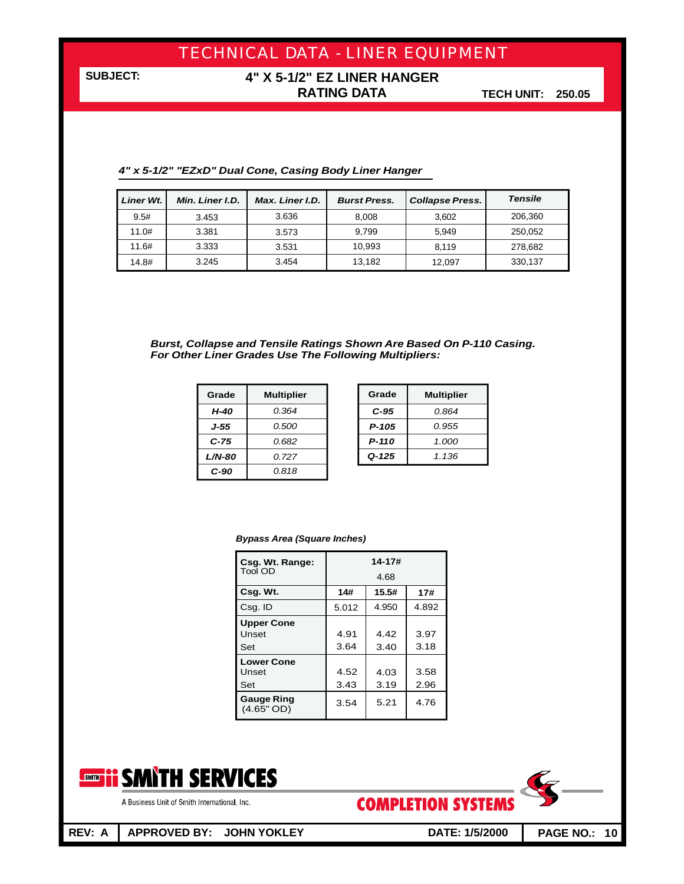# TECHNICAL DATA - LINER EQUIPMENT

**SUBJECT:** **4" X 5-1/2" EZ LINER HANGER RATING DATA** **TECH UNIT: 250.05**

***4" x 5-1/2" "EZxD" Dual Cone, Casing Body Liner Hanger***

| *Liner Wt.* | *Min. Liner I.D.* | *Max. Liner I.D.* | *Burst Press.* | *Collapse Press.* | *Tensile* |
|---|---|---|---|---|---|
| 9.5# | 3.453 | 3.636 | 8,008 | 3,602 | 206,360 |
| 11.0# | 3.381 | 3.573 | 9,799 | 5,949 | 250,052 |
| 11.6# | 3.333 | 3.531 | 10,993 | 8,119 | 278,682 |
| 14.8# | 3.245 | 3.454 | 13,182 | 12,097 | 330,137 |

***Burst, Collapse and Tensile Ratings Shown Are Based On P-110 Casing. For Other Liner Grades Use The Following Multipliers:***

| Grade | Multiplier |
|---|---|
| *H-40* | *0.364* |
| *J-55* | *0.500* |
| *C-75* | *0.682* |
| *L/N-80* | *0.727* |
| *C-90* | *0.818* |

| Grade | Multiplier |
|---|---|
| *C-95* | *0.864* |
| *P-105* | *0.955* |
| *P-110* | *1.000* |
| *Q-125* | *1.136* |

***Bypass Area (Square Inches)***

| **Csg. Wt. Range:** Tool OD | **14-17#** 4.68 | | |
|---|---|---|---|
| **Csg. Wt.** | **14#** | **15.5#** | **17#** |
| Csg. ID | 5.012 | 4.950 | 4.892 |
| **Upper Cone** | | | |
| Unset | 4.91 | 4.42 | 3.97 |
| Set | 3.64 | 3.40 | 3.18 |
| **Lower Cone** | | | |
| Unset | 4.52 | 4.03 | 3.58 |
| Set | 3.43 | 3.19 | 2.96 |
| **Gauge Ring** (4.65" OD) | 3.54 | 5.21 | 4.76 |

SMITH SERVICES
A Business Unit of Smith International, Inc.

COMPLETION SYSTEMS

**REV: A** | **APPROVED BY: JOHN YOKLEY** | **DATE: 1/5/2000** | **PAGE NO.: 10**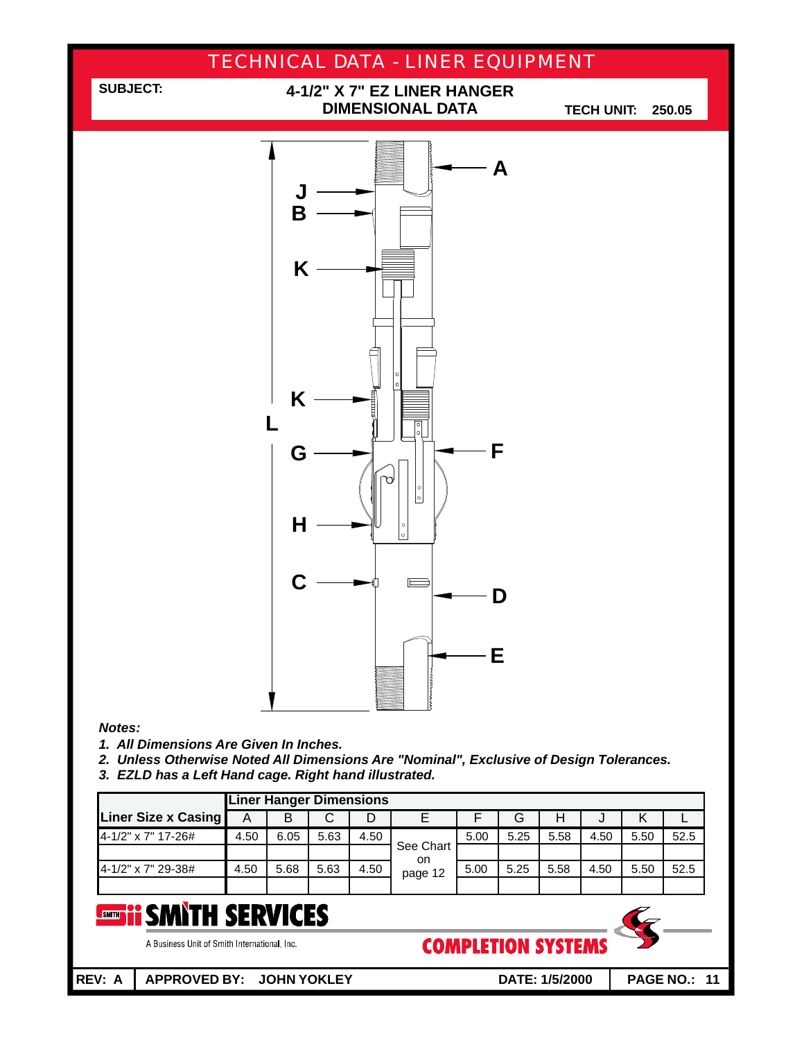# TECHNICAL DATA - LINER EQUIPMENT

**SUBJECT:** **4-1/2" X 7" EZ LINER HANGER DIMENSIONAL DATA**

**TECH UNIT: 250.05**

A
J
B
K
K
L
G
F
H
C
D
E

***Notes:***

1. ***All Dimensions Are Given In Inches.***
2. ***Unless Otherwise Noted All Dimensions Are "Nominal", Exclusive of Design Tolerances.***
3. ***EZLD has a Left Hand cage. Right hand illustrated.***

| | **Liner Hanger Dimensions** | | | | | | | | | | |
|---|---|---|---|---|---|---|---|---|---|---|---|
| **Liner Size x Casing** | A | B | C | D | E | F | G | H | J | K | L |
| 4-1/2" x 7" 17-26# | 4.50 | 6.05 | 5.63 | 4.50 | See Chart on page 12 | 5.00 | 5.25 | 5.58 | 4.50 | 5.50 | 52.5 |
| | | | | | | | | | | | |
| 4-1/2" x 7" 29-38# | 4.50 | 5.68 | 5.63 | 4.50 | | 5.00 | 5.25 | 5.58 | 4.50 | 5.50 | 52.5 |
| | | | | | | | | | | | |

**SMITH SERVICES**

A Business Unit of Smith International, Inc.

**COMPLETION SYSTEMS**

**REV: A** | **APPROVED BY: JOHN YOKLEY** | **DATE: 1/5/2000** | **PAGE NO.: 11**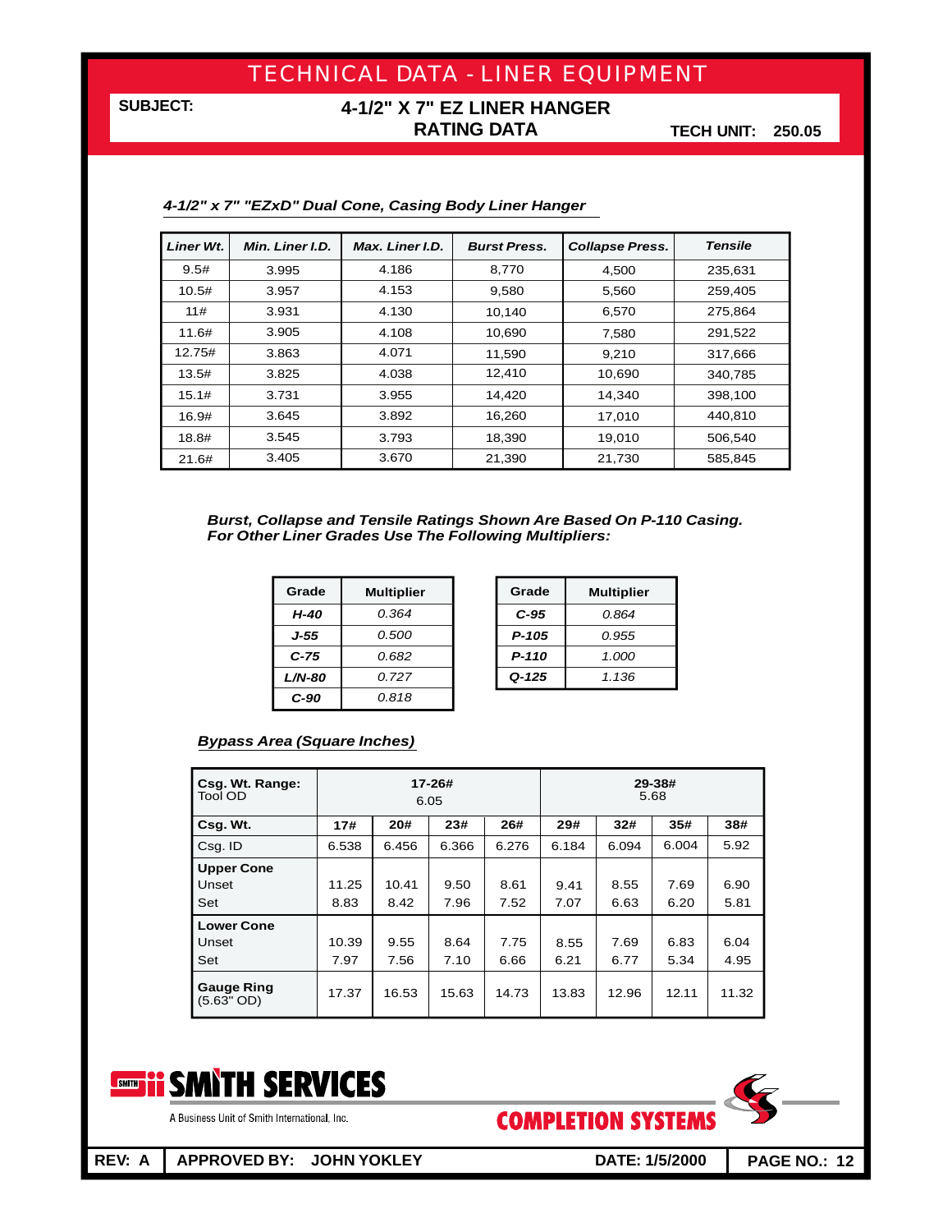# TECHNICAL DATA - LINER EQUIPMENT

**SUBJECT:** **4-1/2" X 7" EZ LINER HANGER RATING DATA**

**TECH UNIT: 250.05**

***4-1/2" x 7" "EZxD" Dual Cone, Casing Body Liner Hanger***

| *Liner Wt.* | *Min. Liner I.D.* | *Max. Liner I.D.* | *Burst Press.* | *Collapse Press.* | *Tensile* |
|---|---|---|---|---|---|
| 9.5# | 3.995 | 4.186 | 8,770 | 4,500 | 235,631 |
| 10.5# | 3.957 | 4.153 | 9,580 | 5,560 | 259,405 |
| 11# | 3.931 | 4.130 | 10,140 | 6,570 | 275,864 |
| 11.6# | 3.905 | 4.108 | 10,690 | 7,580 | 291,522 |
| 12.75# | 3.863 | 4.071 | 11,590 | 9,210 | 317,666 |
| 13.5# | 3.825 | 4.038 | 12,410 | 10,690 | 340,785 |
| 15.1# | 3.731 | 3.955 | 14,420 | 14,340 | 398,100 |
| 16.9# | 3.645 | 3.892 | 16,260 | 17,010 | 440,810 |
| 18.8# | 3.545 | 3.793 | 18,390 | 19,010 | 506,540 |
| 21.6# | 3.405 | 3.670 | 21,390 | 21,730 | 585,845 |

***Burst, Collapse and Tensile Ratings Shown Are Based On P-110 Casing. For Other Liner Grades Use The Following Multipliers:***

| Grade | Multiplier |
|---|---|
| *H-40* | *0.364* |
| *J-55* | *0.500* |
| *C-75* | *0.682* |
| *L/N-80* | *0.727* |
| *C-90* | *0.818* |

| Grade | Multiplier |
|---|---|
| *C-95* | *0.864* |
| *P-105* | *0.955* |
| *P-110* | *1.000* |
| *Q-125* | *1.136* |

***Bypass Area (Square Inches)***

| **Csg. Wt. Range:** Tool OD | **17-26#** 6.05 | | | | **29-38#** 5.68 | | | |
|---|---|---|---|---|---|---|---|---|
| **Csg. Wt.** | **17#** | **20#** | **23#** | **26#** | **29#** | **32#** | **35#** | **38#** |
| Csg. ID | 6.538 | 6.456 | 6.366 | 6.276 | 6.184 | 6.094 | 6.004 | 5.92 |
| **Upper Cone** | | | | | | | | |
| Unset | 11.25 | 10.41 | 9.50 | 8.61 | 9.41 | 8.55 | 7.69 | 6.90 |
| Set | 8.83 | 8.42 | 7.96 | 7.52 | 7.07 | 6.63 | 6.20 | 5.81 |
| **Lower Cone** | | | | | | | | |
| Unset | 10.39 | 9.55 | 8.64 | 7.75 | 8.55 | 7.69 | 6.83 | 6.04 |
| Set | 7.97 | 7.56 | 7.10 | 6.66 | 6.21 | 6.77 | 5.34 | 4.95 |
| **Gauge Ring** (5.63" OD) | 17.37 | 16.53 | 15.63 | 14.73 | 13.83 | 12.96 | 12.11 | 11.32 |

SMITH SERVICES
A Business Unit of Smith International, Inc.

COMPLETION SYSTEMS

| REV: A | APPROVED BY: JOHN YOKLEY | DATE: 1/5/2000 | PAGE NO.: 12 |
|---|---|---|---|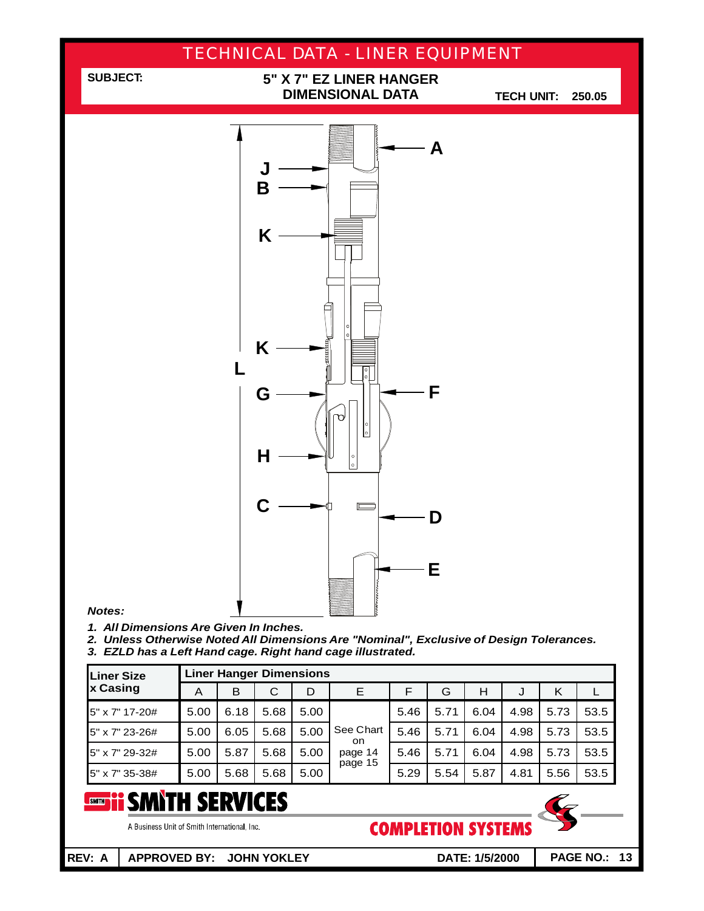# TECHNICAL DATA - LINER EQUIPMENT

**SUBJECT:** **5" X 7" EZ LINER HANGER DIMENSIONAL DATA**

**TECH UNIT: 250.05**

***Notes:***

1. ***All Dimensions Are Given In Inches.***
2. ***Unless Otherwise Noted All Dimensions Are "Nominal", Exclusive of Design Tolerances.***
3. ***EZLD has a Left Hand cage. Right hand cage illustrated.***

| **Liner Size x Casing** | **Liner Hanger Dimensions** | | | | | | | | | | |
|---|---|---|---|---|---|---|---|---|---|---|---|
| | A | B | C | D | E | F | G | H | J | K | L |
| 5" x 7" 17-20# | 5.00 | 6.18 | 5.68 | 5.00 | See Chart on page 14 page 15 | 5.46 | 5.71 | 6.04 | 4.98 | 5.73 | 53.5 |
| 5" x 7" 23-26# | 5.00 | 6.05 | 5.68 | 5.00 | | 5.46 | 5.71 | 6.04 | 4.98 | 5.73 | 53.5 |
| 5" x 7" 29-32# | 5.00 | 5.87 | 5.68 | 5.00 | | 5.46 | 5.71 | 6.04 | 4.98 | 5.73 | 53.5 |
| 5" x 7" 35-38# | 5.00 | 5.68 | 5.68 | 5.00 | | 5.29 | 5.54 | 5.87 | 4.81 | 5.56 | 53.5 |

SMITH SERVICES
A Business Unit of Smith International, Inc.
COMPLETION SYSTEMS

**REV: A** | **APPROVED BY: JOHN YOKLEY** | **DATE: 1/5/2000**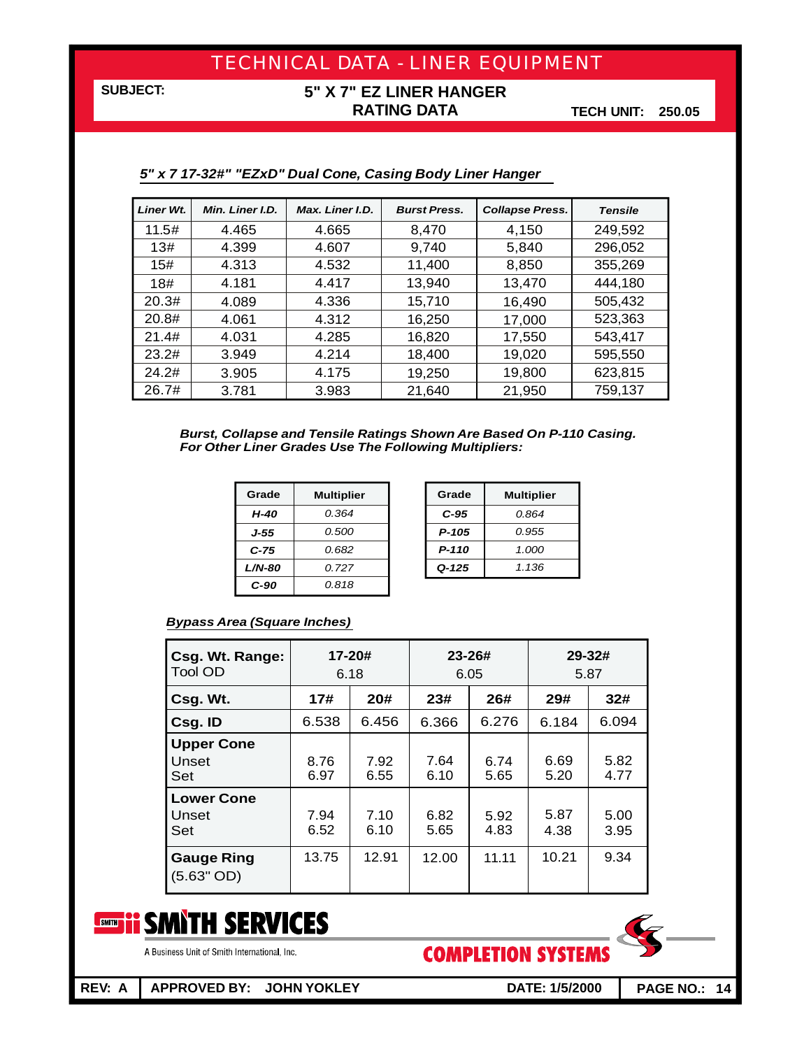# TECHNICAL DATA - LINER EQUIPMENT

**SUBJECT:** **5" X 7" EZ LINER HANGER RATING DATA**

**TECH UNIT: 250.05**

***5" x 7 17-32# "EZxD" Dual Cone, Casing Body Liner Hanger***

| Liner Wt. | Min. Liner I.D. | Max. Liner I.D. | Burst Press. | Collapse Press. | Tensile |
|---|---|---|---|---|---|
| 11.5# | 4.465 | 4.665 | 8,470 | 4,150 | 249,592 |
| 13# | 4.399 | 4.607 | 9,740 | 5,840 | 296,052 |
| 15# | 4.313 | 4.532 | 11,400 | 8,850 | 355,269 |
| 18# | 4.181 | 4.417 | 13,940 | 13,470 | 444,180 |
| 20.3# | 4.089 | 4.336 | 15,710 | 16,490 | 505,432 |
| 20.8# | 4.061 | 4.312 | 16,250 | 17,000 | 523,363 |
| 21.4# | 4.031 | 4.285 | 16,820 | 17,550 | 543,417 |
| 23.2# | 3.949 | 4.214 | 18,400 | 19,020 | 595,550 |
| 24.2# | 3.905 | 4.175 | 19,250 | 19,800 | 623,815 |
| 26.7# | 3.781 | 3.983 | 21,640 | 21,950 | 759,137 |

***Burst, Collapse and Tensile Ratings Shown Are Based On P-110 Casing. For Other Liner Grades Use The Following Multipliers:***

| Grade | Multiplier |
|---|---|
| H-40 | 0.364 |
| J-55 | 0.500 |
| C-75 | 0.682 |
| L/N-80 | 0.727 |
| C-90 | 0.818 |

| Grade | Multiplier |
|---|---|
| C-95 | 0.864 |
| P-105 | 0.955 |
| P-110 | 1.000 |
| Q-125 | 1.136 |

***Bypass Area (Square Inches)***

| **Csg. Wt. Range:** Tool OD | 17-20# 6.18 | | 23-26# 6.05 | | 29-32# 5.87 | |
|---|---|---|---|---|---|---|
| **Csg. Wt.** | **17#** | **20#** | **23#** | **26#** | **29#** | **32#** |
| **Csg. ID** | 6.538 | 6.456 | 6.366 | 6.276 | 6.184 | 6.094 |
| **Upper Cone** Unset | 8.76 | 7.92 | 7.64 | 6.74 | 6.69 | 5.82 |
| Set | 6.97 | 6.55 | 6.10 | 5.65 | 5.20 | 4.77 |
| **Lower Cone** Unset | 7.94 | 7.10 | 6.82 | 5.92 | 5.87 | 5.00 |
| Set | 6.52 | 6.10 | 5.65 | 4.83 | 4.38 | 3.95 |
| **Gauge Ring** (5.63" OD) | 13.75 | 12.91 | 12.00 | 11.11 | 10.21 | 9.34 |

SMITH SERVICES — A Business Unit of Smith International, Inc.

COMPLETION SYSTEMS

REV: A | APPROVED BY: JOHN YOKLEY | DATE: 1/5/2000 | PAGE NO.: 14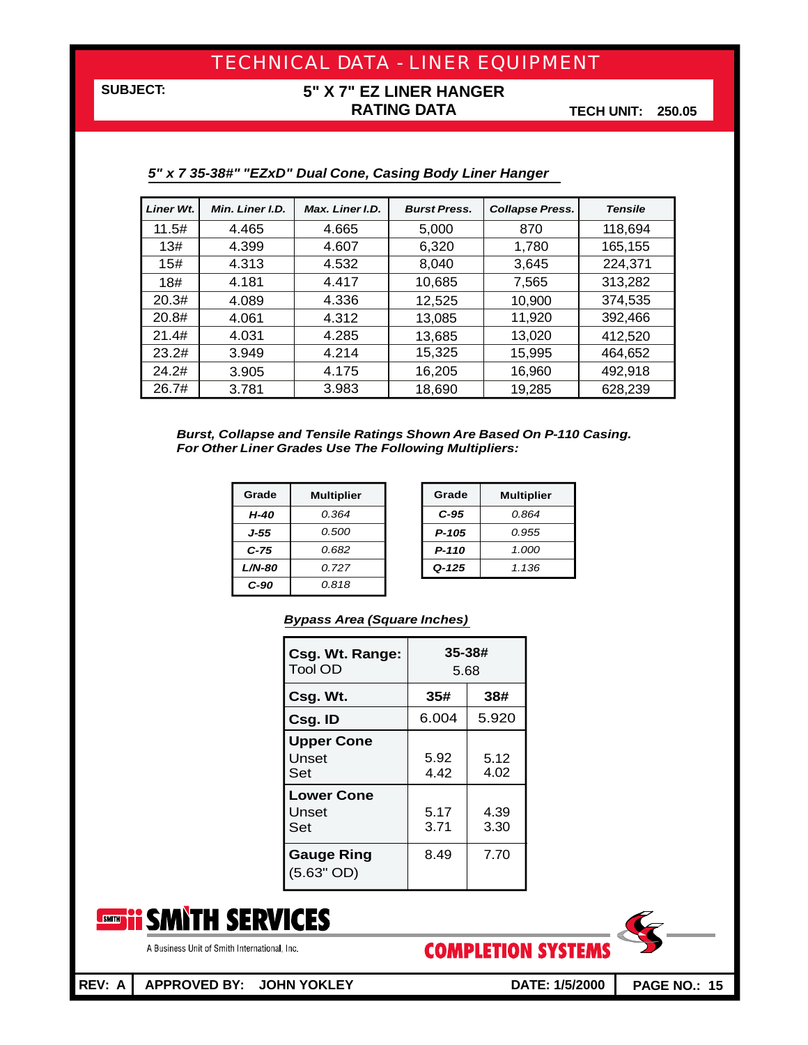# TECHNICAL DATA - LINER EQUIPMENT

**SUBJECT:** **5" X 7" EZ LINER HANGER RATING DATA**

**TECH UNIT: 250.05**

## *5" x 7 35-38#" "EZxD" Dual Cone, Casing Body Liner Hanger*

| *Liner Wt.* | *Min. Liner I.D.* | *Max. Liner I.D.* | *Burst Press.* | *Collapse Press.* | *Tensile* |
|---|---|---|---|---|---|
| 11.5# | 4.465 | 4.665 | 5,000 | 870 | 118,694 |
| 13# | 4.399 | 4.607 | 6,320 | 1,780 | 165,155 |
| 15# | 4.313 | 4.532 | 8,040 | 3,645 | 224,371 |
| 18# | 4.181 | 4.417 | 10,685 | 7,565 | 313,282 |
| 20.3# | 4.089 | 4.336 | 12,525 | 10,900 | 374,535 |
| 20.8# | 4.061 | 4.312 | 13,085 | 11,920 | 392,466 |
| 21.4# | 4.031 | 4.285 | 13,685 | 13,020 | 412,520 |
| 23.2# | 3.949 | 4.214 | 15,325 | 15,995 | 464,652 |
| 24.2# | 3.905 | 4.175 | 16,205 | 16,960 | 492,918 |
| 26.7# | 3.781 | 3.983 | 18,690 | 19,285 | 628,239 |

***Burst, Collapse and Tensile Ratings Shown Are Based On P-110 Casing. For Other Liner Grades Use The Following Multipliers:***

| Grade | Multiplier |
|---|---|
| *H-40* | *0.364* |
| *J-55* | *0.500* |
| *C-75* | *0.682* |
| *L/N-80* | *0.727* |
| *C-90* | *0.818* |

| Grade | Multiplier |
|---|---|
| *C-95* | *0.864* |
| *P-105* | *0.955* |
| *P-110* | *1.000* |
| *Q-125* | *1.136* |

### *Bypass Area (Square Inches)*

| **Csg. Wt. Range:** Tool OD | **35-38#** 5.68 | |
|---|---|---|
| **Csg. Wt.** | **35#** | **38#** |
| **Csg. ID** | 6.004 | 5.920 |
| **Upper Cone** Unset / Set | 5.92 / 4.42 | 5.12 / 4.02 |
| **Lower Cone** Unset / Set | 5.17 / 3.71 | 4.39 / 3.30 |
| **Gauge Ring** (5.63" OD) | 8.49 | 7.70 |

SMITH SERVICES — A Business Unit of Smith International, Inc.

COMPLETION SYSTEMS

REV: A | APPROVED BY: JOHN YOKLEY | DATE: 1/5/2000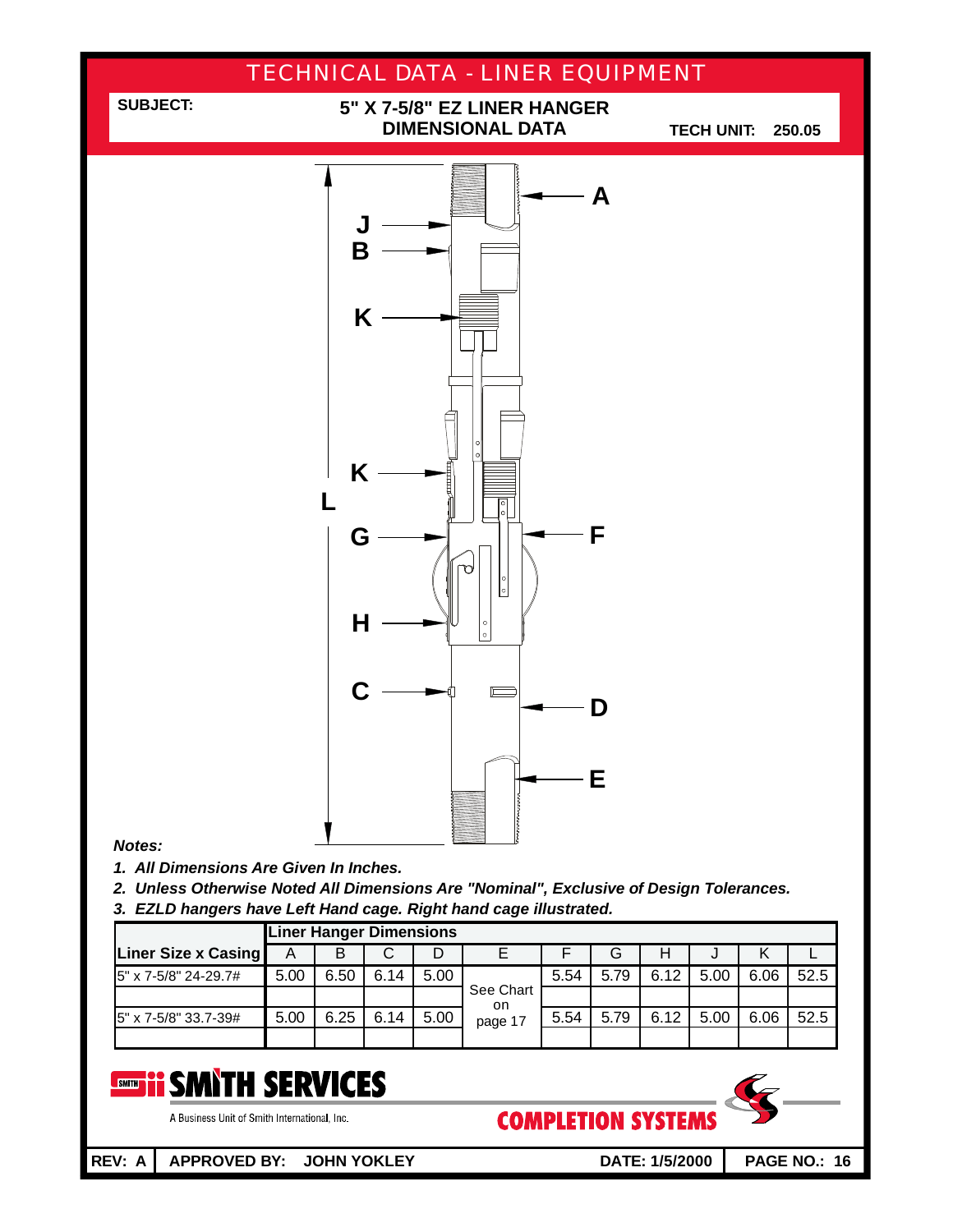# TECHNICAL DATA - LINER EQUIPMENT

**SUBJECT:** **5" X 7-5/8" EZ LINER HANGER DIMENSIONAL DATA**

**TECH UNIT: 250.05**

A
J
B
K
K
L
G
F
H
C
D
E

***Notes:***

1. ***All Dimensions Are Given In Inches.***
2. ***Unless Otherwise Noted All Dimensions Are "Nominal", Exclusive of Design Tolerances.***
3. ***EZLD hangers have Left Hand cage. Right hand cage illustrated.***

| | **Liner Hanger Dimensions** | | | | | | | | | | |
|---|---|---|---|---|---|---|---|---|---|---|---|
| **Liner Size x Casing** | A | B | C | D | E | F | G | H | J | K | L |
| 5" x 7-5/8" 24-29.7# | 5.00 | 6.50 | 6.14 | 5.00 | See Chart on page 17 | 5.54 | 5.79 | 6.12 | 5.00 | 6.06 | 52.5 |
| | | | | | | | | | | | |
| 5" x 7-5/8" 33.7-39# | 5.00 | 6.25 | 6.14 | 5.00 | | 5.54 | 5.79 | 6.12 | 5.00 | 6.06 | 52.5 |
| | | | | | | | | | | | |

**SMITH SERVICES**
A Business Unit of Smith International, Inc.

**COMPLETION SYSTEMS**

**REV: A** | **APPROVED BY: JOHN YOKLEY** | **DATE: 1/5/2000**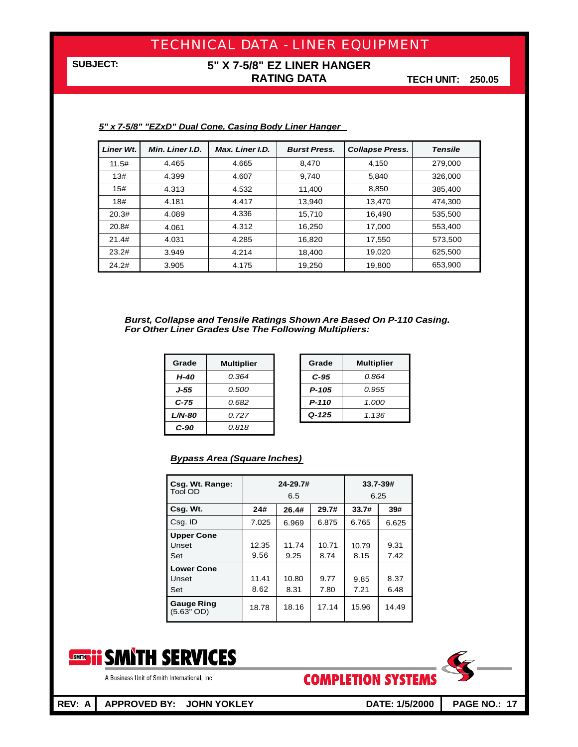# TECHNICAL DATA - LINER EQUIPMENT

**SUBJECT:** **5" X 7-5/8" EZ LINER HANGER RATING DATA**

**TECH UNIT: 250.05**

***5" x 7-5/8" "EZxD" Dual Cone, Casing Body Liner Hanger***

| Liner Wt. | Min. Liner I.D. | Max. Liner I.D. | Burst Press. | Collapse Press. | Tensile |
|---|---|---|---|---|---|
| 11.5# | 4.465 | 4.665 | 8,470 | 4,150 | 279,000 |
| 13# | 4.399 | 4.607 | 9,740 | 5,840 | 326,000 |
| 15# | 4.313 | 4.532 | 11,400 | 8,850 | 385,400 |
| 18# | 4.181 | 4.417 | 13,940 | 13,470 | 474,300 |
| 20.3# | 4.089 | 4.336 | 15,710 | 16,490 | 535,500 |
| 20.8# | 4.061 | 4.312 | 16,250 | 17,000 | 553,400 |
| 21.4# | 4.031 | 4.285 | 16,820 | 17,550 | 573,500 |
| 23.2# | 3.949 | 4.214 | 18,400 | 19,020 | 625,500 |
| 24.2# | 3.905 | 4.175 | 19,250 | 19,800 | 653,900 |

***Burst, Collapse and Tensile Ratings Shown Are Based On P-110 Casing.***
***For Other Liner Grades Use The Following Multipliers:***

| Grade | Multiplier |
|---|---|
| *H-40* | *0.364* |
| *J-55* | *0.500* |
| *C-75* | *0.682* |
| *L/N-80* | *0.727* |
| *C-90* | *0.818* |

| Grade | Multiplier |
|---|---|
| *C-95* | *0.864* |
| *P-105* | *0.955* |
| *P-110* | *1.000* |
| *Q-125* | *1.136* |

***Bypass Area (Square Inches)***

| **Csg. Wt. Range:** Tool OD | **24-29.7#** 6.5 | | | **33.7-39#** 6.25 | |
|---|---|---|---|---|---|
| **Csg. Wt.** | **24#** | **26.4#** | **29.7#** | **33.7#** | **39#** |
| Csg. ID | 7.025 | 6.969 | 6.875 | 6.765 | 6.625 |
| **Upper Cone** Unset | 12.35 | 11.74 | 10.71 | 10.79 | 9.31 |
| Set | 9.56 | 9.25 | 8.74 | 8.15 | 7.42 |
| **Lower Cone** Unset | 11.41 | 10.80 | 9.77 | 9.85 | 8.37 |
| Set | 8.62 | 8.31 | 7.80 | 7.21 | 6.48 |
| **Gauge Ring** (5.63" OD) | 18.78 | 18.16 | 17.14 | 15.96 | 14.49 |

SMITH SERVICES
A Business Unit of Smith International, Inc.

COMPLETION SYSTEMS

**REV: A** | **APPROVED BY: JOHN YOKLEY** | **DATE: 1/5/2000**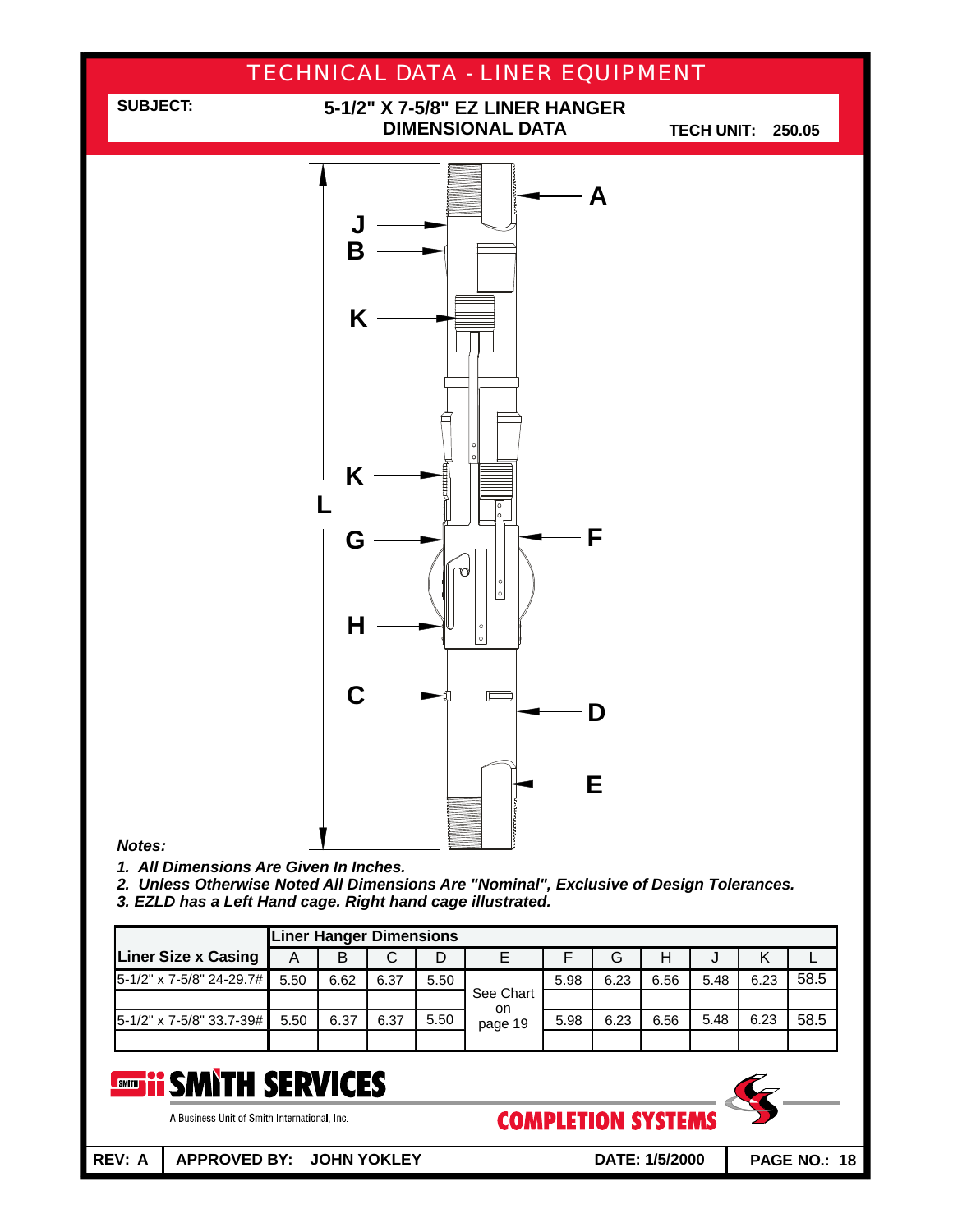# TECHNICAL DATA - LINER EQUIPMENT

**SUBJECT:** **5-1/2" X 7-5/8" EZ LINER HANGER DIMENSIONAL DATA**

**TECH UNIT: 250.05**

A, J, B, K, K, L, G, F, H, C, D, E

***Notes:***

1. ***All Dimensions Are Given In Inches.***
2. ***Unless Otherwise Noted All Dimensions Are "Nominal", Exclusive of Design Tolerances.***
3. ***EZLD has a Left Hand cage. Right hand cage illustrated.***

| | **Liner Hanger Dimensions** | | | | | | | | | | |
|---|---|---|---|---|---|---|---|---|---|---|---|
| **Liner Size x Casing** | A | B | C | D | E | F | G | H | J | K | L |
| 5-1/2" x 7-5/8" 24-29.7# | 5.50 | 6.62 | 6.37 | 5.50 | See Chart on page 19 | 5.98 | 6.23 | 6.56 | 5.48 | 6.23 | 58.5 |
| | | | | | | | | | | | |
| 5-1/2" x 7-5/8" 33.7-39# | 5.50 | 6.37 | 6.37 | 5.50 | | 5.98 | 6.23 | 6.56 | 5.48 | 6.23 | 58.5 |
| | | | | | | | | | | | |

**SMITH SERVICES**

A Business Unit of Smith International, Inc.

**COMPLETION SYSTEMS**

**REV: A** | **APPROVED BY: JOHN YOKLEY** | **DATE: 1/5/2000** | **PAGE NO.: 18**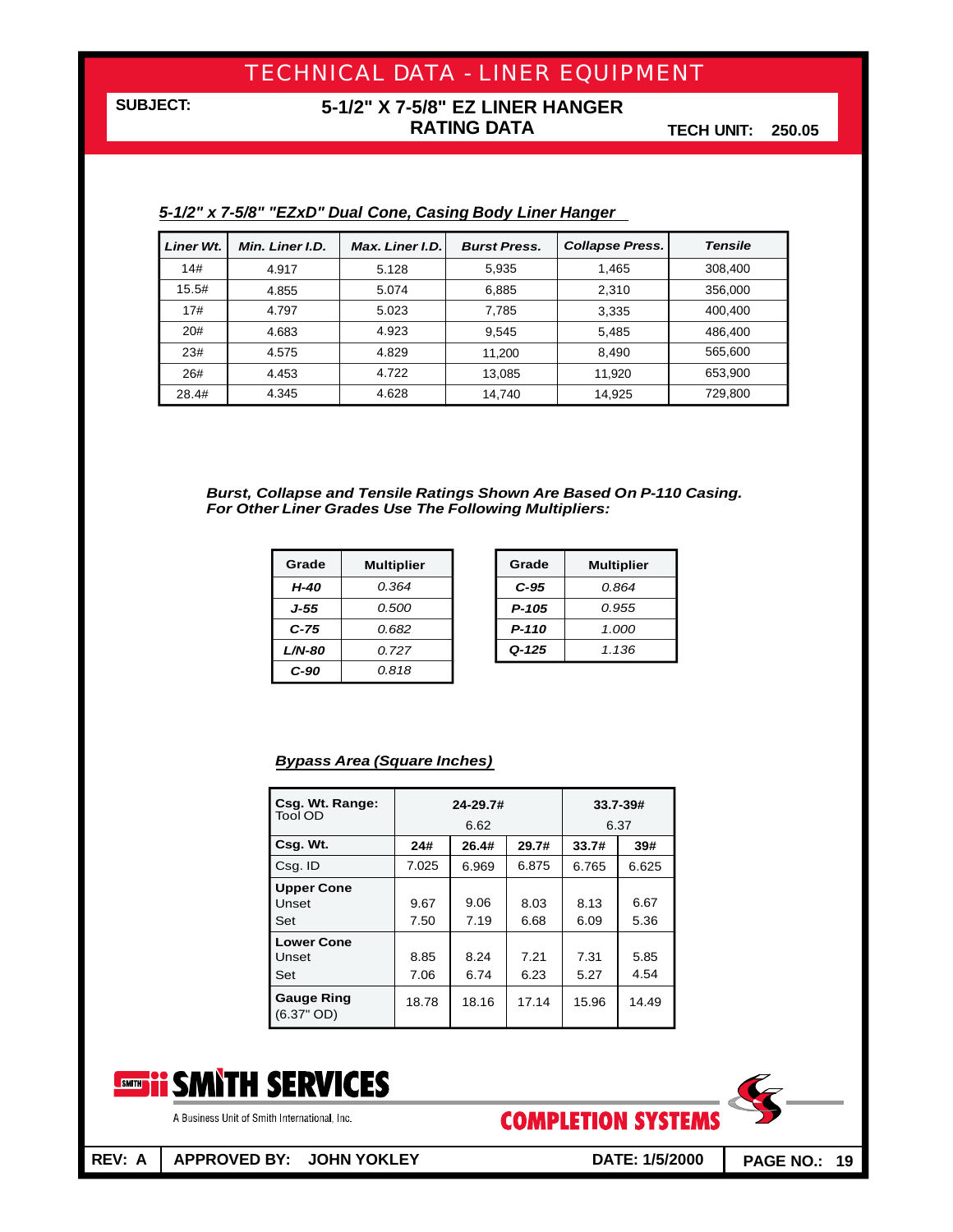# TECHNICAL DATA - LINER EQUIPMENT

**SUBJECT:** **5-1/2" X 7-5/8" EZ LINER HANGER RATING DATA** **TECH UNIT: 250.05**

## *5-1/2" x 7-5/8" "EZxD" Dual Cone, Casing Body Liner Hanger*

| *Liner Wt.* | *Min. Liner I.D.* | *Max. Liner I.D.* | *Burst Press.* | *Collapse Press.* | *Tensile* |
|---|---|---|---|---|---|
| 14# | 4.917 | 5.128 | 5,935 | 1,465 | 308,400 |
| 15.5# | 4.855 | 5.074 | 6,885 | 2,310 | 356,000 |
| 17# | 4.797 | 5.023 | 7,785 | 3,335 | 400,400 |
| 20# | 4.683 | 4.923 | 9,545 | 5,485 | 486,400 |
| 23# | 4.575 | 4.829 | 11,200 | 8,490 | 565,600 |
| 26# | 4.453 | 4.722 | 13,085 | 11,920 | 653,900 |
| 28.4# | 4.345 | 4.628 | 14,740 | 14,925 | 729,800 |

***Burst, Collapse and Tensile Ratings Shown Are Based On P-110 Casing. For Other Liner Grades Use The Following Multipliers:***

| Grade | Multiplier |
|---|---|
| *H-40* | *0.364* |
| *J-55* | *0.500* |
| *C-75* | *0.682* |
| *L/N-80* | *0.727* |
| *C-90* | *0.818* |

| Grade | Multiplier |
|---|---|
| *C-95* | *0.864* |
| *P-105* | *0.955* |
| *P-110* | *1.000* |
| *Q-125* | *1.136* |

## *Bypass Area (Square Inches)*

| **Csg. Wt. Range:** Tool OD | **24-29.7#** 6.62 | | | **33.7-39#** 6.37 | |
|---|---|---|---|---|---|
| **Csg. Wt.** | **24#** | **26.4#** | **29.7#** | **33.7#** | **39#** |
| Csg. ID | 7.025 | 6.969 | 6.875 | 6.765 | 6.625 |
| **Upper Cone** Unset | 9.67 | 9.06 | 8.03 | 8.13 | 6.67 |
| Set | 7.50 | 7.19 | 6.68 | 6.09 | 5.36 |
| **Lower Cone** Unset | 8.85 | 8.24 | 7.21 | 7.31 | 5.85 |
| Set | 7.06 | 6.74 | 6.23 | 5.27 | 4.54 |
| **Gauge Ring** (6.37" OD) | 18.78 | 18.16 | 17.14 | 15.96 | 14.49 |

SMITH SERVICES
A Business Unit of Smith International, Inc.
COMPLETION SYSTEMS

**REV: A** | **APPROVED BY: JOHN YOKLEY** | **DATE: 1/5/2000**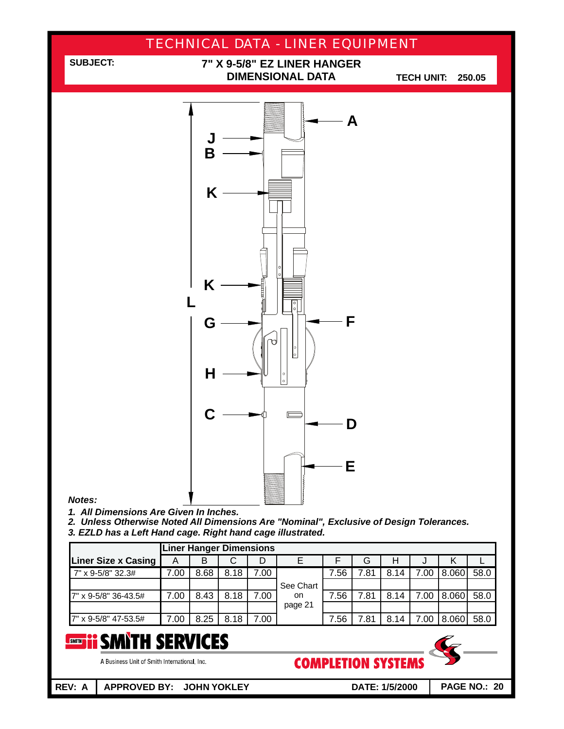# TECHNICAL DATA - LINER EQUIPMENT

**SUBJECT:** **7" X 9-5/8" EZ LINER HANGER DIMENSIONAL DATA**

**TECH UNIT: 250.05**

***Notes:***

1. ***All Dimensions Are Given In Inches.***
2. ***Unless Otherwise Noted All Dimensions Are "Nominal", Exclusive of Design Tolerances.***
3. ***EZLD has a Left Hand cage. Right hand cage illustrated.***

| Liner Size x Casing | Liner Hanger Dimensions | | | | | | | | | | |
|---|---|---|---|---|---|---|---|---|---|---|---|
| | A | B | C | D | E | F | G | H | J | K | L |
| 7" x 9-5/8" 32.3# | 7.00 | 8.68 | 8.18 | 7.00 | See Chart on page 21 | 7.56 | 7.81 | 8.14 | 7.00 | 8.060 | 58.0 |
| | | | | | | | | | | | |
| 7" x 9-5/8" 36-43.5# | 7.00 | 8.43 | 8.18 | 7.00 | | 7.56 | 7.81 | 8.14 | 7.00 | 8.060 | 58.0 |
| | | | | | | | | | | | |
| 7" x 9-5/8" 47-53.5# | 7.00 | 8.25 | 8.18 | 7.00 | | 7.56 | 7.81 | 8.14 | 7.00 | 8.060 | 58.0 |

**SMITH SERVICES**

A Business Unit of Smith International, Inc.

**COMPLETION SYSTEMS**

**REV: A** | **APPROVED BY: JOHN YOKLEY** | **DATE: 1/5/2000**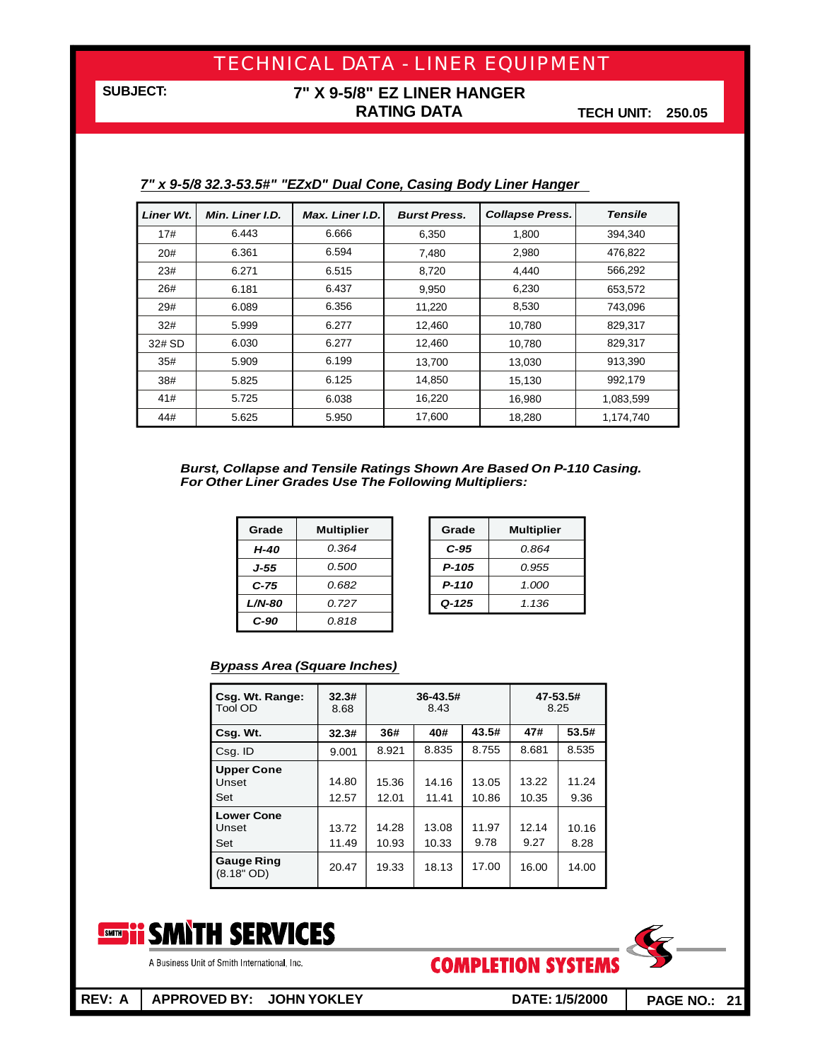# TECHNICAL DATA - LINER EQUIPMENT

**SUBJECT:** **7" X 9-5/8" EZ LINER HANGER RATING DATA** **TECH UNIT: 250.05**

***7" x 9-5/8 32.3-53.5#" "EZxD" Dual Cone, Casing Body Liner Hanger***

| *Liner Wt.* | *Min. Liner I.D.* | *Max. Liner I.D.* | *Burst Press.* | *Collapse Press.* | *Tensile* |
|---|---|---|---|---|---|
| 17# | 6.443 | 6.666 | 6,350 | 1,800 | 394,340 |
| 20# | 6.361 | 6.594 | 7,480 | 2,980 | 476,822 |
| 23# | 6.271 | 6.515 | 8,720 | 4,440 | 566,292 |
| 26# | 6.181 | 6.437 | 9,950 | 6,230 | 653,572 |
| 29# | 6.089 | 6.356 | 11,220 | 8,530 | 743,096 |
| 32# | 5.999 | 6.277 | 12,460 | 10,780 | 829,317 |
| 32# SD | 6.030 | 6.277 | 12,460 | 10,780 | 829,317 |
| 35# | 5.909 | 6.199 | 13,700 | 13,030 | 913,390 |
| 38# | 5.825 | 6.125 | 14,850 | 15,130 | 992,179 |
| 41# | 5.725 | 6.038 | 16,220 | 16,980 | 1,083,599 |
| 44# | 5.625 | 5.950 | 17,600 | 18,280 | 1,174,740 |

***Burst, Collapse and Tensile Ratings Shown Are Based On P-110 Casing. For Other Liner Grades Use The Following Multipliers:***

| Grade | Multiplier |
|---|---|
| *H-40* | *0.364* |
| *J-55* | *0.500* |
| *C-75* | *0.682* |
| *L/N-80* | *0.727* |
| *C-90* | *0.818* |

| Grade | Multiplier |
|---|---|
| *C-95* | *0.864* |
| *P-105* | *0.955* |
| *P-110* | *1.000* |
| *Q-125* | *1.136* |

***Bypass Area (Square Inches)***

| **Csg. Wt. Range:** Tool OD | **32.3#** 8.68 | **36-43.5#** 8.43 | | | **47-53.5#** 8.25 | |
|---|---|---|---|---|---|---|
| **Csg. Wt.** | **32.3#** | **36#** | **40#** | **43.5#** | **47#** | **53.5#** |
| Csg. ID | 9.001 | 8.921 | 8.835 | 8.755 | 8.681 | 8.535 |
| **Upper Cone** Unset | 14.80 | 15.36 | 14.16 | 13.05 | 13.22 | 11.24 |
| Upper Cone Set | 12.57 | 12.01 | 11.41 | 10.86 | 10.35 | 9.36 |
| **Lower Cone** Unset | 13.72 | 14.28 | 13.08 | 11.97 | 12.14 | 10.16 |
| Lower Cone Set | 11.49 | 10.93 | 10.33 | 9.78 | 9.27 | 8.28 |
| **Gauge Ring** (8.18" OD) | 20.47 | 19.33 | 18.13 | 17.00 | 16.00 | 14.00 |

SMITH SERVICES
A Business Unit of Smith International, Inc.

COMPLETION SYSTEMS

| REV: A | APPROVED BY: JOHN YOKLEY | DATE: 1/5/2000 | PAGE NO.: 21 |
|---|---|---|---|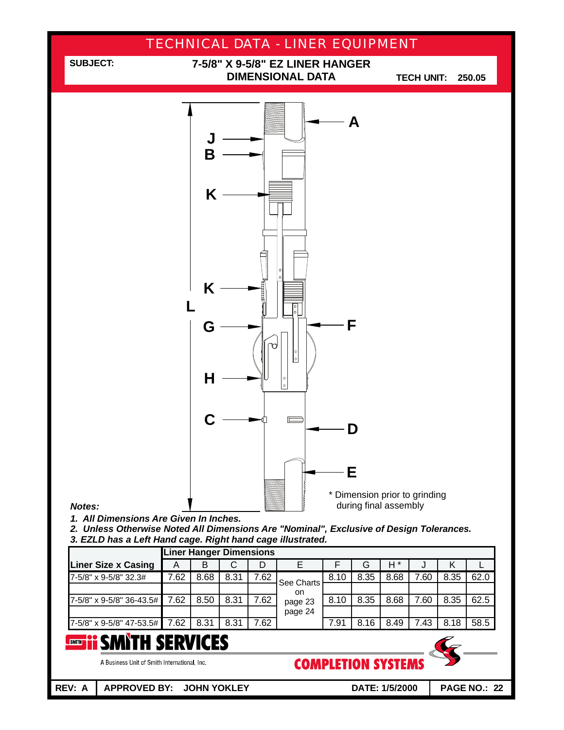# TECHNICAL DATA - LINER EQUIPMENT

**SUBJECT:** **7-5/8" X 9-5/8" EZ LINER HANGER DIMENSIONAL DATA**

**TECH UNIT: 250.05**

A

J

B

K

K

L

G

F

H

C

D

E

\* Dimension prior to grinding during final assembly

***Notes:***

1. ***All Dimensions Are Given In Inches.***
2. ***Unless Otherwise Noted All Dimensions Are "Nominal", Exclusive of Design Tolerances.***
3. ***EZLD has a Left Hand cage. Right hand cage illustrated.***

| | **Liner Hanger Dimensions** | | | | | | | | | | |
|---|---|---|---|---|---|---|---|---|---|---|---|
| **Liner Size x Casing** | A | B | C | D | E | F | G | H * | J | K | L |
| 7-5/8" x 9-5/8" 32.3# | 7.62 | 8.68 | 8.31 | 7.62 | See Charts on page 23 page 24 | 8.10 | 8.35 | 8.68 | 7.60 | 8.35 | 62.0 |
| | | | | | | | | | | | |
| 7-5/8" x 9-5/8" 36-43.5# | 7.62 | 8.50 | 8.31 | 7.62 | | 8.10 | 8.35 | 8.68 | 7.60 | 8.35 | 62.5 |
| | | | | | | | | | | | |
| 7-5/8" x 9-5/8" 47-53.5# | 7.62 | 8.31 | 8.31 | 7.62 | | 7.91 | 8.16 | 8.49 | 7.43 | 8.18 | 58.5 |

**SMITH SERVICES**

A Business Unit of Smith International, Inc.

**COMPLETION SYSTEMS**

**REV: A** | **APPROVED BY: JOHN YOKLEY** | **DATE: 1/5/2000** | **PAGE NO.: 22**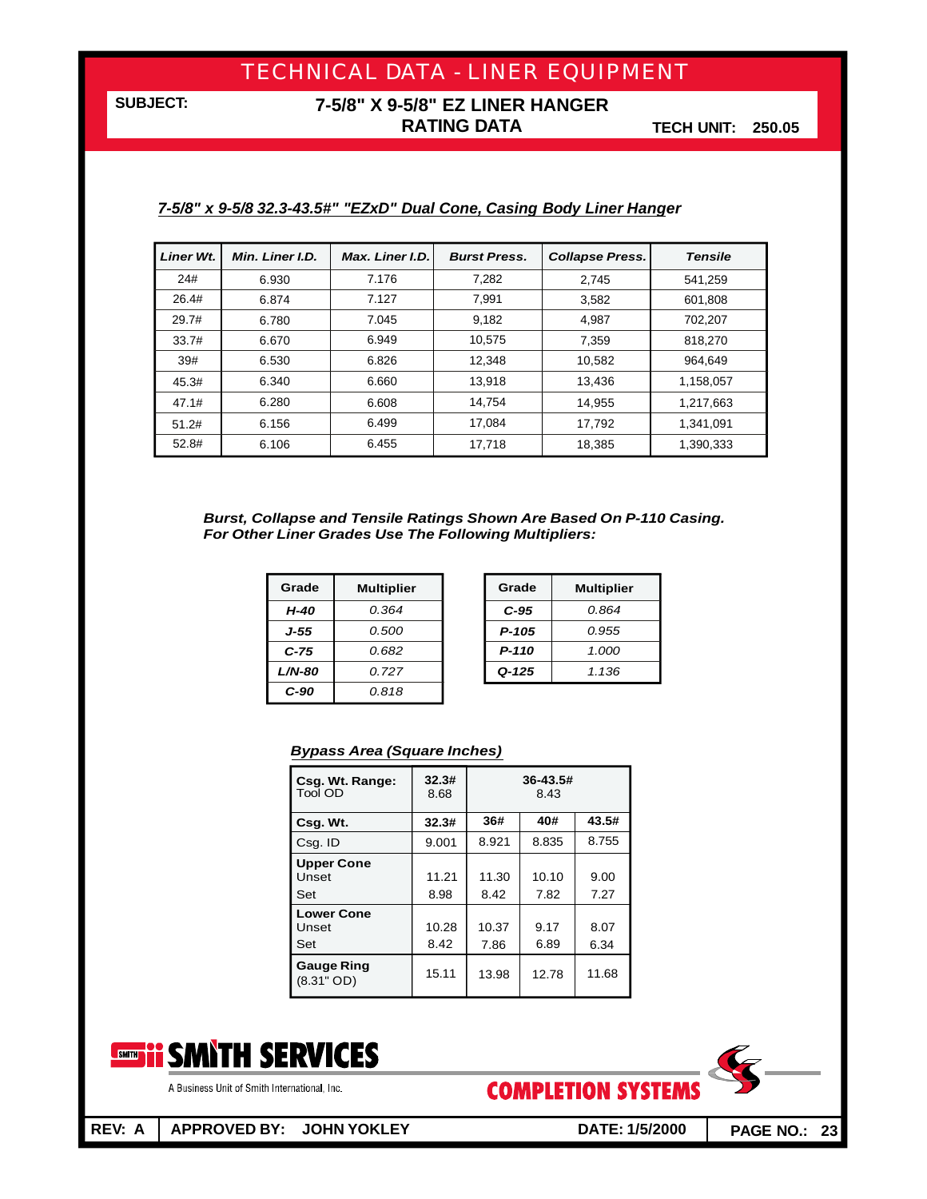# TECHNICAL DATA - LINER EQUIPMENT

**SUBJECT:** **7-5/8" X 9-5/8" EZ LINER HANGER RATING DATA** **TECH UNIT: 250.05**

***7-5/8" x 9-5/8 32.3-43.5#" "EZxD" Dual Cone, Casing Body Liner Hanger***

| *Liner Wt.* | *Min. Liner I.D.* | *Max. Liner I.D.* | *Burst Press.* | *Collapse Press.* | *Tensile* |
|---|---|---|---|---|---|
| 24# | 6.930 | 7.176 | 7,282 | 2,745 | 541,259 |
| 26.4# | 6.874 | 7.127 | 7,991 | 3,582 | 601,808 |
| 29.7# | 6.780 | 7.045 | 9,182 | 4,987 | 702,207 |
| 33.7# | 6.670 | 6.949 | 10,575 | 7,359 | 818,270 |
| 39# | 6.530 | 6.826 | 12,348 | 10,582 | 964,649 |
| 45.3# | 6.340 | 6.660 | 13,918 | 13,436 | 1,158,057 |
| 47.1# | 6.280 | 6.608 | 14,754 | 14,955 | 1,217,663 |
| 51.2# | 6.156 | 6.499 | 17,084 | 17,792 | 1,341,091 |
| 52.8# | 6.106 | 6.455 | 17,718 | 18,385 | 1,390,333 |

***Burst, Collapse and Tensile Ratings Shown Are Based On P-110 Casing.***
***For Other Liner Grades Use The Following Multipliers:***

| Grade | Multiplier |
|---|---|
| *H-40* | *0.364* |
| *J-55* | *0.500* |
| *C-75* | *0.682* |
| *L/N-80* | *0.727* |
| *C-90* | *0.818* |

| Grade | Multiplier |
|---|---|
| *C-95* | *0.864* |
| *P-105* | *0.955* |
| *P-110* | *1.000* |
| *Q-125* | *1.136* |

***Bypass Area (Square Inches)***

| **Csg. Wt. Range:** Tool OD | **32.3#** 8.68 | **36-43.5#** 8.43 | | |
|---|---|---|---|---|
| **Csg. Wt.** | **32.3#** | **36#** | **40#** | **43.5#** |
| Csg. ID | 9.001 | 8.921 | 8.835 | 8.755 |
| **Upper Cone** Unset | 11.21 | 11.30 | 10.10 | 9.00 |
| Set | 8.98 | 8.42 | 7.82 | 7.27 |
| **Lower Cone** Unset | 10.28 | 10.37 | 9.17 | 8.07 |
| Set | 8.42 | 7.86 | 6.89 | 6.34 |
| **Gauge Ring** (8.31" OD) | 15.11 | 13.98 | 12.78 | 11.68 |

SMITH SERVICES
A Business Unit of Smith International, Inc.

COMPLETION SYSTEMS

**REV: A** | **APPROVED BY: JOHN YOKLEY** | **DATE: 1/5/2000**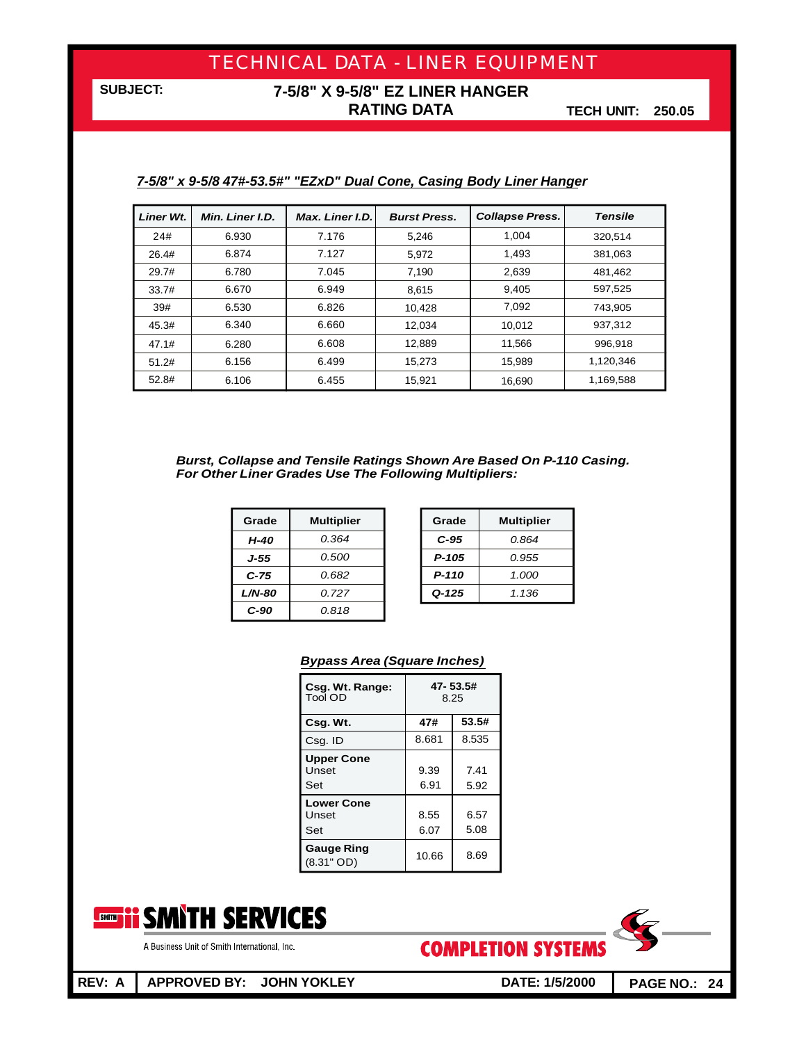# TECHNICAL DATA - LINER EQUIPMENT

**SUBJECT:** **7-5/8" X 9-5/8" EZ LINER HANGER RATING DATA**

**TECH UNIT: 250.05**

## *7-5/8" x 9-5/8 47#-53.5#" "EZxD" Dual Cone, Casing Body Liner Hanger*

| Liner Wt. | Min. Liner I.D. | Max. Liner I.D. | Burst Press. | Collapse Press. | Tensile |
|---|---|---|---|---|---|
| 24# | 6.930 | 7.176 | 5,246 | 1,004 | 320,514 |
| 26.4# | 6.874 | 7.127 | 5,972 | 1,493 | 381,063 |
| 29.7# | 6.780 | 7.045 | 7,190 | 2,639 | 481,462 |
| 33.7# | 6.670 | 6.949 | 8,615 | 9,405 | 597,525 |
| 39# | 6.530 | 6.826 | 10,428 | 7,092 | 743,905 |
| 45.3# | 6.340 | 6.660 | 12,034 | 10,012 | 937,312 |
| 47.1# | 6.280 | 6.608 | 12,889 | 11,566 | 996,918 |
| 51.2# | 6.156 | 6.499 | 15,273 | 15,989 | 1,120,346 |
| 52.8# | 6.106 | 6.455 | 15,921 | 16,690 | 1,169,588 |

***Burst, Collapse and Tensile Ratings Shown Are Based On P-110 Casing.***
***For Other Liner Grades Use The Following Multipliers:***

| Grade | Multiplier |
|---|---|
| H-40 | 0.364 |
| J-55 | 0.500 |
| C-75 | 0.682 |
| L/N-80 | 0.727 |
| C-90 | 0.818 |

| Grade | Multiplier |
|---|---|
| C-95 | 0.864 |
| P-105 | 0.955 |
| P-110 | 1.000 |
| Q-125 | 1.136 |

### *Bypass Area (Square Inches)*

| **Csg. Wt. Range:** Tool OD | 47- 53.5# 8.25 | |
|---|---|---|
| **Csg. Wt.** | **47#** | **53.5#** |
| Csg. ID | 8.681 | 8.535 |
| **Upper Cone** Unset | 9.39 | 7.41 |
| Set | 6.91 | 5.92 |
| **Lower Cone** Unset | 8.55 | 6.57 |
| Set | 6.07 | 5.08 |
| **Gauge Ring** (8.31" OD) | 10.66 | 8.69 |

SMITH SERVICES
A Business Unit of Smith International, Inc.

COMPLETION SYSTEMS

**REV: A** | **APPROVED BY: JOHN YOKLEY** | **DATE: 1/5/2000** | **PAGE NO.: 24**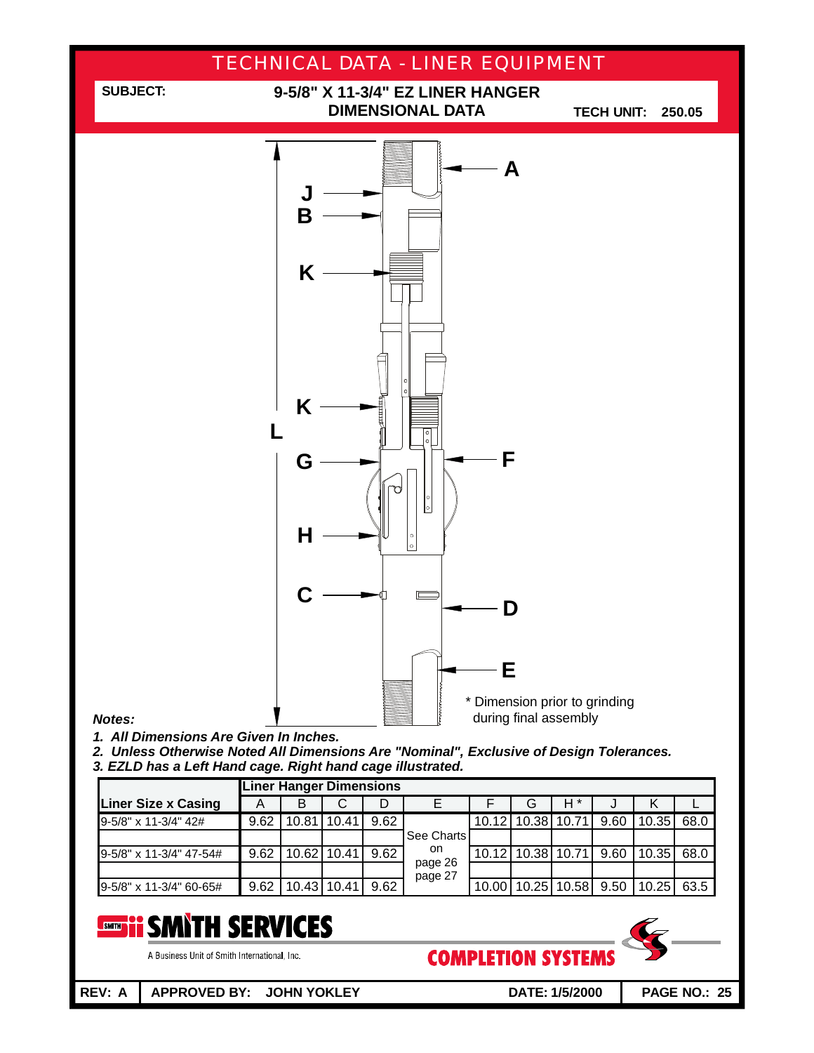# TECHNICAL DATA - LINER EQUIPMENT

**SUBJECT:** **9-5/8" X 11-3/4" EZ LINER HANGER DIMENSIONAL DATA**

**TECH UNIT: 250.05**

A
J
B
K
K
L
G
F
H
C
D
E

\* Dimension prior to grinding during final assembly

***Notes:***

1. ***All Dimensions Are Given In Inches.***
2. ***Unless Otherwise Noted All Dimensions Are "Nominal", Exclusive of Design Tolerances.***
3. ***EZLD has a Left Hand cage. Right hand cage illustrated.***

| | **Liner Hanger Dimensions** | | | | | | | | | | |
|---|---|---|---|---|---|---|---|---|---|---|---|
| **Liner Size x Casing** | A | B | C | D | E | F | G | H * | J | K | L |
| 9-5/8" x 11-3/4" 42# | 9.62 | 10.81 | 10.41 | 9.62 | See Charts on page 26 page 27 | 10.12 | 10.38 | 10.71 | 9.60 | 10.35 | 68.0 |
| 9-5/8" x 11-3/4" 47-54# | 9.62 | 10.62 | 10.41 | 9.62 | | 10.12 | 10.38 | 10.71 | 9.60 | 10.35 | 68.0 |
| 9-5/8" x 11-3/4" 60-65# | 9.62 | 10.43 | 10.41 | 9.62 | | 10.00 | 10.25 | 10.58 | 9.50 | 10.25 | 63.5 |

**SMITH SERVICES**
A Business Unit of Smith International, Inc.

**COMPLETION SYSTEMS**

**REV: A** | **APPROVED BY: JOHN YOKLEY** | **DATE: 1/5/2000**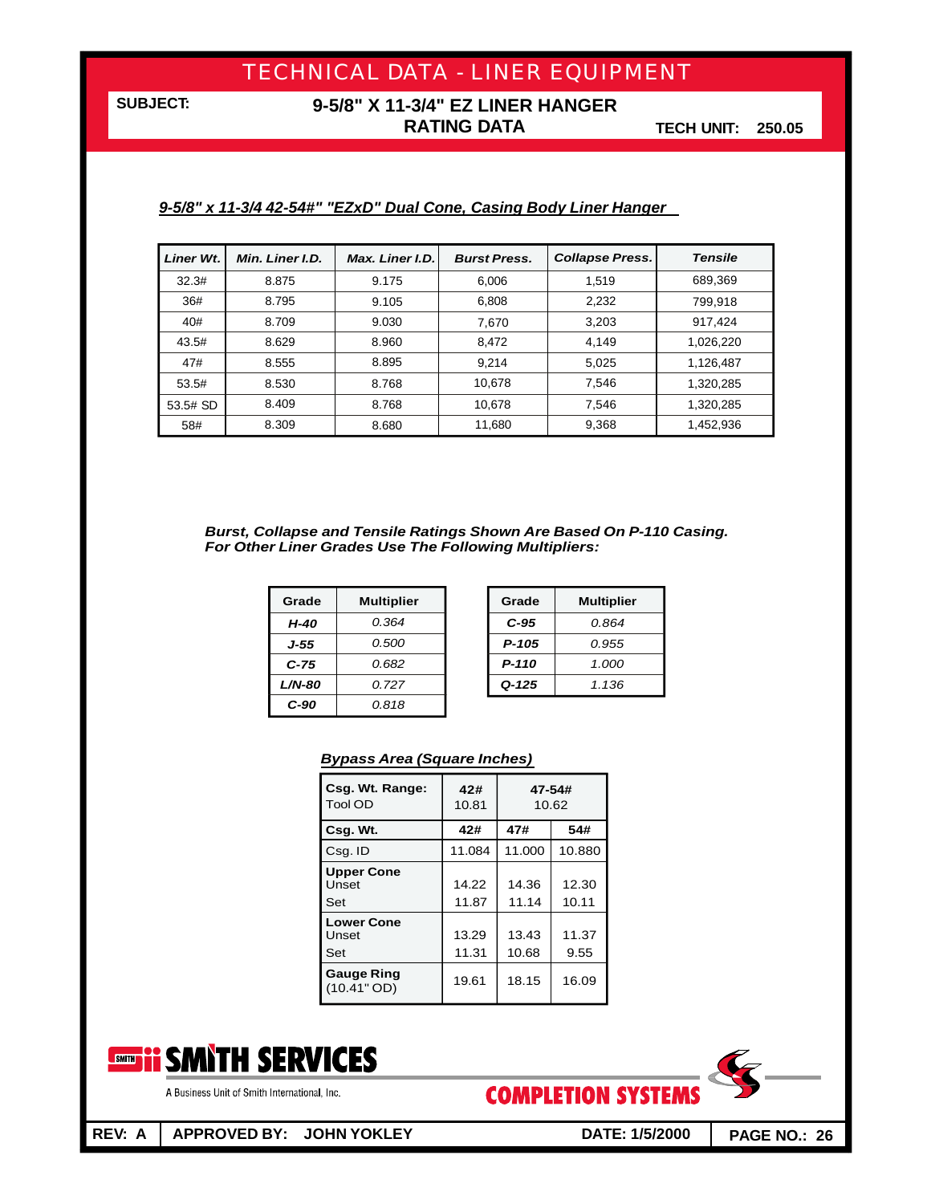# TECHNICAL DATA - LINER EQUIPMENT

**SUBJECT:** **9-5/8" X 11-3/4" EZ LINER HANGER RATING DATA**

**TECH UNIT: 250.05**

***9-5/8" x 11-3/4 42-54#" "EZxD" Dual Cone, Casing Body Liner Hanger***

| *Liner Wt.* | *Min. Liner I.D.* | *Max. Liner I.D.* | *Burst Press.* | *Collapse Press.* | *Tensile* |
|---|---|---|---|---|---|
| 32.3# | 8.875 | 9.175 | 6,006 | 1,519 | 689,369 |
| 36# | 8.795 | 9.105 | 6,808 | 2,232 | 799,918 |
| 40# | 8.709 | 9.030 | 7,670 | 3,203 | 917,424 |
| 43.5# | 8.629 | 8.960 | 8,472 | 4,149 | 1,026,220 |
| 47# | 8.555 | 8.895 | 9,214 | 5,025 | 1,126,487 |
| 53.5# | 8.530 | 8.768 | 10,678 | 7,546 | 1,320,285 |
| 53.5# SD | 8.409 | 8.768 | 10,678 | 7,546 | 1,320,285 |
| 58# | 8.309 | 8.680 | 11,680 | 9,368 | 1,452,936 |

***Burst, Collapse and Tensile Ratings Shown Are Based On P-110 Casing. For Other Liner Grades Use The Following Multipliers:***

| Grade | Multiplier |
|---|---|
| *H-40* | *0.364* |
| *J-55* | *0.500* |
| *C-75* | *0.682* |
| *L/N-80* | *0.727* |
| *C-90* | *0.818* |

| Grade | Multiplier |
|---|---|
| *C-95* | *0.864* |
| *P-105* | *0.955* |
| *P-110* | *1.000* |
| *Q-125* | *1.136* |

***Bypass Area (Square Inches)***

| **Csg. Wt. Range:** Tool OD | **42#** 10.81 | **47-54#** 10.62 | |
|---|---|---|---|
| **Csg. Wt.** | **42#** | **47#** | **54#** |
| Csg. ID | 11.084 | 11.000 | 10.880 |
| **Upper Cone** Unset | 14.22 | 14.36 | 12.30 |
| Set | 11.87 | 11.14 | 10.11 |
| **Lower Cone** Unset | 13.29 | 13.43 | 11.37 |
| Set | 11.31 | 10.68 | 9.55 |
| **Gauge Ring** (10.41" OD) | 19.61 | 18.15 | 16.09 |

SMITH SERVICES
A Business Unit of Smith International, Inc.

COMPLETION SYSTEMS

REV: A | APPROVED BY: JOHN YOKLEY | DATE: 1/5/2000 | PAGE NO.: 26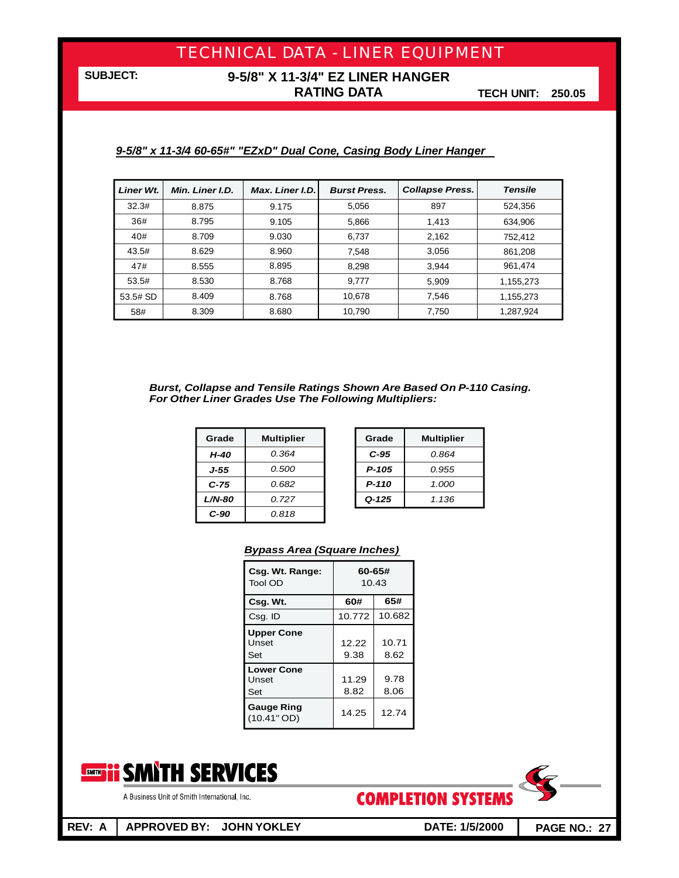# TECHNICAL DATA - LINER EQUIPMENT

**SUBJECT:** **9-5/8" X 11-3/4" EZ LINER HANGER RATING DATA**

**TECH UNIT: 250.05**

***9-5/8" x 11-3/4 60-65#" "EZxD" Dual Cone, Casing Body Liner Hanger***

| *Liner Wt.* | *Min. Liner I.D.* | *Max. Liner I.D.* | *Burst Press.* | *Collapse Press.* | *Tensile* |
|---|---|---|---|---|---|
| 32.3# | 8.875 | 9.175 | 5,056 | 897 | 524,356 |
| 36# | 8.795 | 9.105 | 5,866 | 1,413 | 634,906 |
| 40# | 8.709 | 9.030 | 6,737 | 2,162 | 752,412 |
| 43.5# | 8.629 | 8.960 | 7,548 | 3,056 | 861,208 |
| 47# | 8.555 | 8.895 | 8,298 | 3,944 | 961,474 |
| 53.5# | 8.530 | 8.768 | 9,777 | 5,909 | 1,155,273 |
| 53.5# SD | 8.409 | 8.768 | 10,678 | 7,546 | 1,155,273 |
| 58# | 8.309 | 8.680 | 10,790 | 7,750 | 1,287,924 |

***Burst, Collapse and Tensile Ratings Shown Are Based On P-110 Casing. For Other Liner Grades Use The Following Multipliers:***

| Grade | Multiplier |
|---|---|
| *H-40* | *0.364* |
| *J-55* | *0.500* |
| *C-75* | *0.682* |
| *L/N-80* | *0.727* |
| *C-90* | *0.818* |

| Grade | Multiplier |
|---|---|
| *C-95* | *0.864* |
| *P-105* | *0.955* |
| *P-110* | *1.000* |
| *Q-125* | *1.136* |

***Bypass Area (Square Inches)***

| **Csg. Wt. Range:** Tool OD | **60-65#** 10.43 | |
|---|---|---|
| **Csg. Wt.** | **60#** | **65#** |
| Csg. ID | 10.772 | 10.682 |
| **Upper Cone** Unset | 12.22 | 10.71 |
| Set | 9.38 | 8.62 |
| **Lower Cone** Unset | 11.29 | 9.78 |
| Set | 8.82 | 8.06 |
| **Gauge Ring** (10.41" OD) | 14.25 | 12.74 |

SMITH SERVICES
A Business Unit of Smith International, Inc.

COMPLETION SYSTEMS

**REV: A** | **APPROVED BY: JOHN YOKLEY** | **DATE: 1/5/2000** | **PAGE NO.: 27**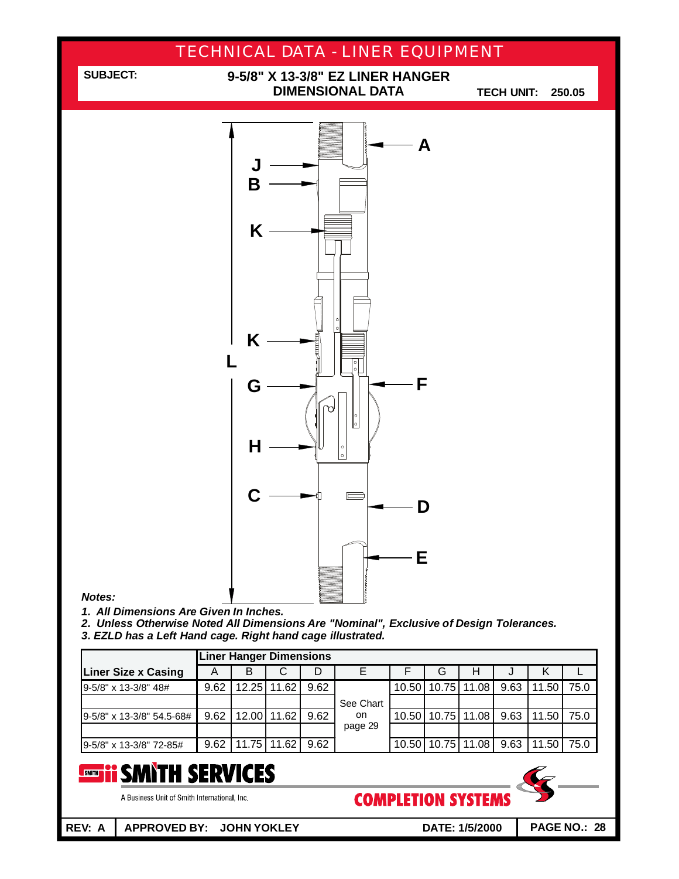# TECHNICAL DATA - LINER EQUIPMENT

**SUBJECT:** **9-5/8" X 13-3/8" EZ LINER HANGER DIMENSIONAL DATA**

**TECH UNIT: 250.05**

***Notes:***

1. ***All Dimensions Are Given In Inches.***
2. ***Unless Otherwise Noted All Dimensions Are "Nominal", Exclusive of Design Tolerances.***
3. ***EZLD has a Left Hand cage. Right hand cage illustrated.***

| Liner Size x Casing | Liner Hanger Dimensions | | | | | | | | | | |
|---|---|---|---|---|---|---|---|---|---|---|---|
| | A | B | C | D | E | F | G | H | J | K | L |
| 9-5/8" x 13-3/8" 48# | 9.62 | 12.25 | 11.62 | 9.62 | See Chart on page 29 | 10.50 | 10.75 | 11.08 | 9.63 | 11.50 | 75.0 |
| 9-5/8" x 13-3/8" 54.5-68# | 9.62 | 12.00 | 11.62 | 9.62 | | 10.50 | 10.75 | 11.08 | 9.63 | 11.50 | 75.0 |
| 9-5/8" x 13-3/8" 72-85# | 9.62 | 11.75 | 11.62 | 9.62 | | 10.50 | 10.75 | 11.08 | 9.63 | 11.50 | 75.0 |

**SMITH SERVICES**

A Business Unit of Smith International, Inc.

**COMPLETION SYSTEMS**

**REV: A** | **APPROVED BY: JOHN YOKLEY** | **DATE: 1/5/2000**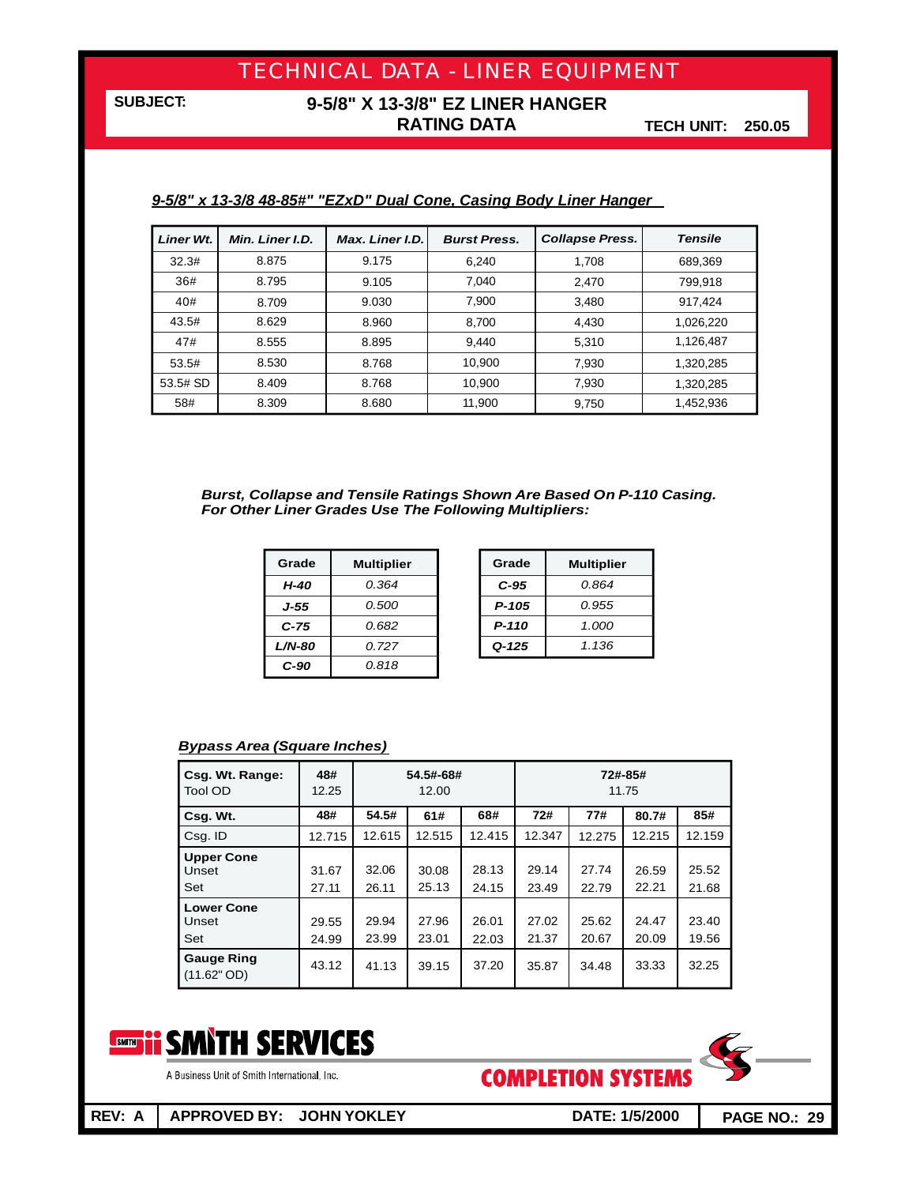# TECHNICAL DATA - LINER EQUIPMENT

**SUBJECT:** **9-5/8" X 13-3/8" EZ LINER HANGER RATING DATA** **TECH UNIT: 250.05**

***9-5/8" x 13-3/8 48-85#" "EZxD" Dual Cone, Casing Body Liner Hanger***

| *Liner Wt.* | *Min. Liner I.D.* | *Max. Liner I.D.* | *Burst Press.* | *Collapse Press.* | *Tensile* |
|---|---|---|---|---|---|
| 32.3# | 8.875 | 9.175 | 6,240 | 1,708 | 689,369 |
| 36# | 8.795 | 9.105 | 7,040 | 2,470 | 799,918 |
| 40# | 8.709 | 9.030 | 7,900 | 3,480 | 917,424 |
| 43.5# | 8.629 | 8.960 | 8,700 | 4,430 | 1,026,220 |
| 47# | 8.555 | 8.895 | 9,440 | 5,310 | 1,126,487 |
| 53.5# | 8.530 | 8.768 | 10,900 | 7,930 | 1,320,285 |
| 53.5# SD | 8.409 | 8.768 | 10,900 | 7,930 | 1,320,285 |
| 58# | 8.309 | 8.680 | 11,900 | 9,750 | 1,452,936 |

***Burst, Collapse and Tensile Ratings Shown Are Based On P-110 Casing. For Other Liner Grades Use The Following Multipliers:***

| Grade | Multiplier |
|---|---|
| *H-40* | *0.364* |
| *J-55* | *0.500* |
| *C-75* | *0.682* |
| *L/N-80* | *0.727* |
| *C-90* | *0.818* |

| Grade | Multiplier |
|---|---|
| *C-95* | *0.864* |
| *P-105* | *0.955* |
| *P-110* | *1.000* |
| *Q-125* | *1.136* |

***Bypass Area (Square Inches)***

| **Csg. Wt. Range:** Tool OD | **48#** 12.25 | **54.5#-68#** 12.00 | | | **72#-85#** 11.75 | | | |
|---|---|---|---|---|---|---|---|---|
| **Csg. Wt.** | **48#** | **54.5#** | **61#** | **68#** | **72#** | **77#** | **80.7#** | **85#** |
| Csg. ID | 12.715 | 12.615 | 12.515 | 12.415 | 12.347 | 12.275 | 12.215 | 12.159 |
| **Upper Cone** Unset | 31.67 | 32.06 | 30.08 | 28.13 | 29.14 | 27.74 | 26.59 | 25.52 |
| Set | 27.11 | 26.11 | 25.13 | 24.15 | 23.49 | 22.79 | 22.21 | 21.68 |
| **Lower Cone** Unset | 29.55 | 29.94 | 27.96 | 26.01 | 27.02 | 25.62 | 24.47 | 23.40 |
| Set | 24.99 | 23.99 | 23.01 | 22.03 | 21.37 | 20.67 | 20.09 | 19.56 |
| **Gauge Ring** (11.62" OD) | 43.12 | 41.13 | 39.15 | 37.20 | 35.87 | 34.48 | 33.33 | 32.25 |

SMITH SERVICES
A Business Unit of Smith International, Inc.

COMPLETION SYSTEMS

**REV: A** | **APPROVED BY: JOHN YOKLEY** | **DATE: 1/5/2000**